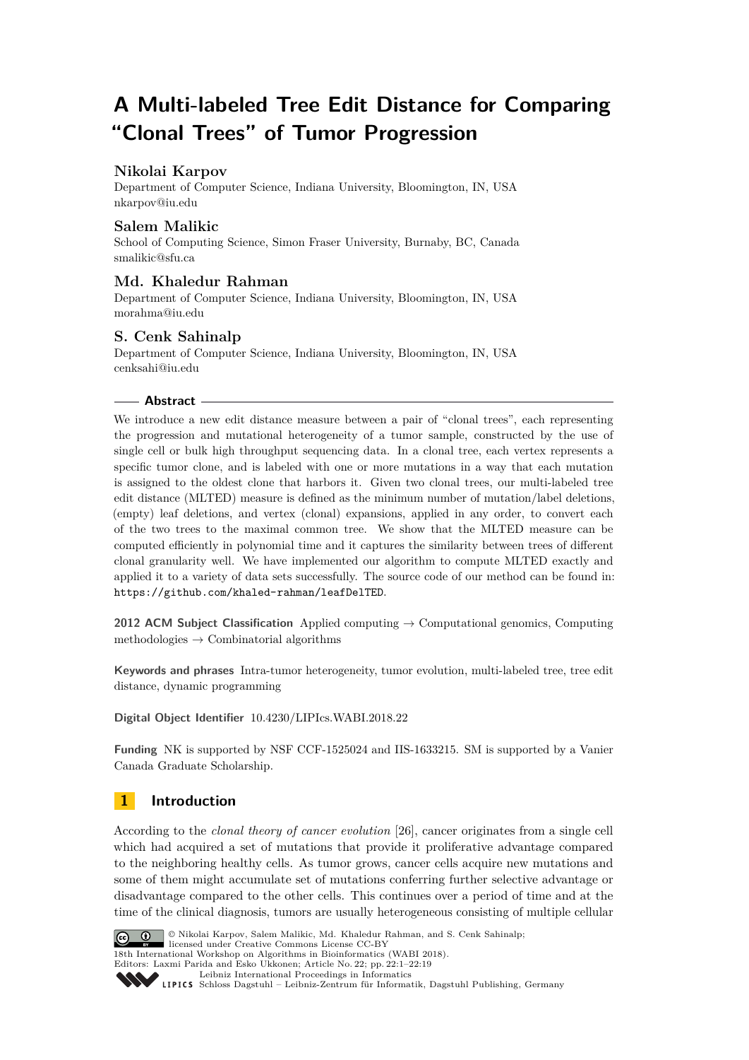# A Multi-labeled Tree Edit Distance for Comparing "Clonal Trees" of Tumor Progression

**Nikolai Karpov**
Department of Computer Science, Indiana University, Bloomington, IN, USA
nkarpov@iu.edu

**Salem Malikic**
School of Computing Science, Simon Fraser University, Burnaby, BC, Canada
smalikic@sfu.ca

**Md. Khaledur Rahman**
Department of Computer Science, Indiana University, Bloomington, IN, USA
morahma@iu.edu

**S. Cenk Sahinalp**
Department of Computer Science, Indiana University, Bloomington, IN, USA
cenksahi@iu.edu

## Abstract

We introduce a new edit distance measure between a pair of "clonal trees", each representing the progression and mutational heterogeneity of a tumor sample, constructed by the use of single cell or bulk high throughput sequencing data. In a clonal tree, each vertex represents a specific tumor clone, and is labeled with one or more mutations in a way that each mutation is assigned to the oldest clone that harbors it. Given two clonal trees, our multi-labeled tree edit distance (MLTED) measure is defined as the minimum number of mutation/label deletions, (empty) leaf deletions, and vertex (clonal) expansions, applied in any order, to convert each of the two trees to the maximal common tree. We show that the MLTED measure can be computed efficiently in polynomial time and it captures the similarity between trees of different clonal granularity well. We have implemented our algorithm to compute MLTED exactly and applied it to a variety of data sets successfully. The source code of our method can be found in: `https://github.com/khaled-rahman/leafDelTED`.

**2012 ACM Subject Classification** Applied computing → Computational genomics, Computing methodologies → Combinatorial algorithms

**Keywords and phrases** Intra-tumor heterogeneity, tumor evolution, multi-labeled tree, tree edit distance, dynamic programming

**Digital Object Identifier** 10.4230/LIPIcs.WABI.2018.22

**Funding** NK is supported by NSF CCF-1525024 and IIS-1633215. SM is supported by a Vanier Canada Graduate Scholarship.

## 1 Introduction

According to the *clonal theory of cancer evolution* [26], cancer originates from a single cell which had acquired a set of mutations that provide it proliferative advantage compared to the neighboring healthy cells. As tumor grows, cancer cells acquire new mutations and some of them might accumulate set of mutations conferring further selective advantage or disadvantage compared to the other cells. This continues over a period of time and at the time of the clinical diagnosis, tumors are usually heterogeneous consisting of multiple cellular

© Nikolai Karpov, Salem Malikic, Md. Khaledur Rahman, and S. Cenk Sahinalp; licensed under Creative Commons License CC-BY
18th International Workshop on Algorithms in Bioinformatics (WABI 2018).
Editors: Laxmi Parida and Esko Ukkonen; Article No. 22; pp. 22:1–22:19
Leibniz International Proceedings in Informatics
Schloss Dagstuhl – Leibniz-Zentrum für Informatik, Dagstuhl Publishing, Germany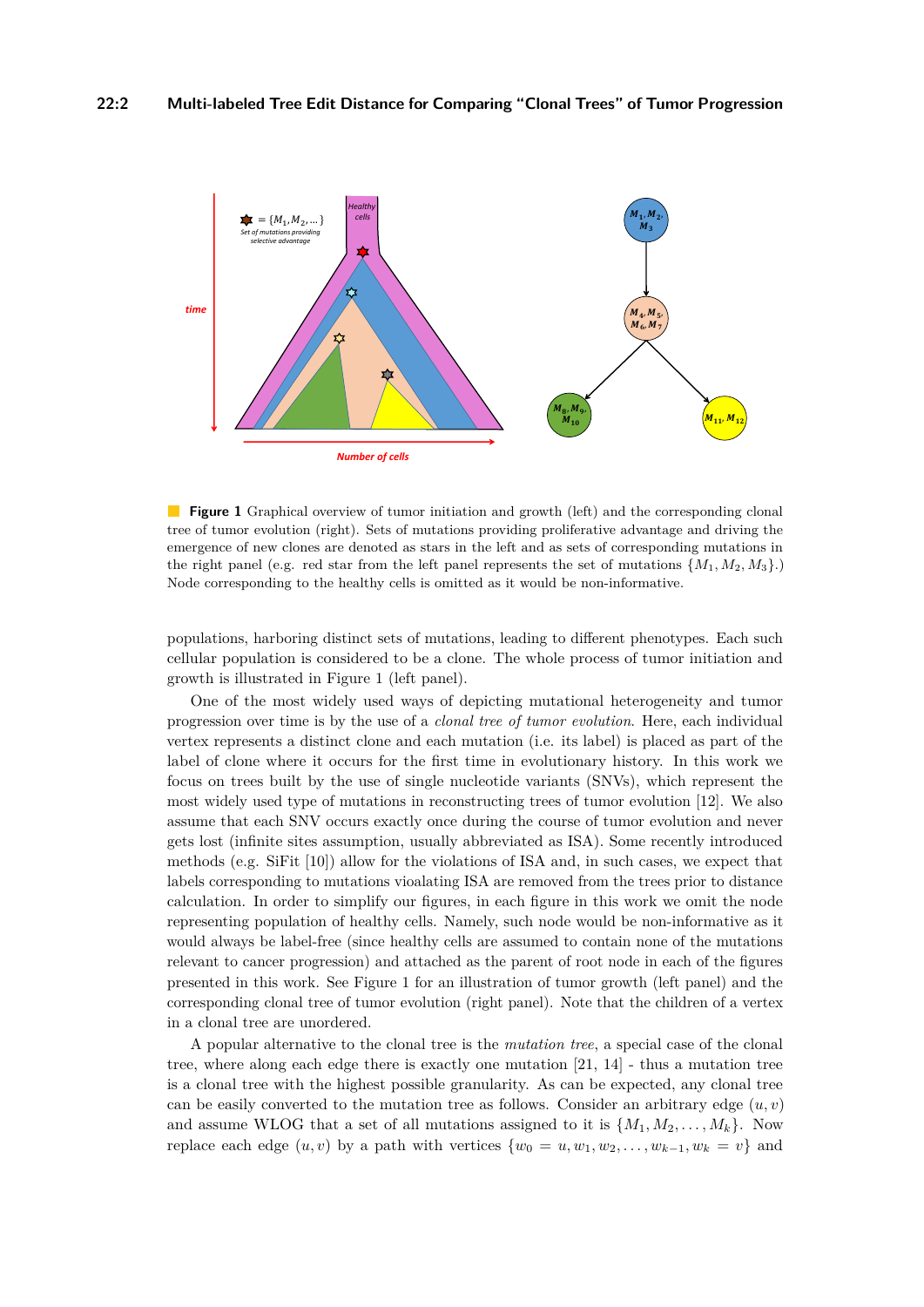**Figure 1** Graphical overview of tumor initiation and growth (left) and the corresponding clonal tree of tumor evolution (right). Sets of mutations providing proliferative advantage and driving the emergence of new clones are denoted as stars in the left and as sets of corresponding mutations in the right panel (e.g. red star from the left panel represents the set of mutations $\{M_1, M_2, M_3\}$.) Node corresponding to the healthy cells is omitted as it would be non-informative.

populations, harboring distinct sets of mutations, leading to different phenotypes. Each such cellular population is considered to be a clone. The whole process of tumor initiation and growth is illustrated in Figure 1 (left panel).

One of the most widely used ways of depicting mutational heterogeneity and tumor progression over time is by the use of a *clonal tree of tumor evolution*. Here, each individual vertex represents a distinct clone and each mutation (i.e. its label) is placed as part of the label of clone where it occurs for the first time in evolutionary history. In this work we focus on trees built by the use of single nucleotide variants (SNVs), which represent the most widely used type of mutations in reconstructing trees of tumor evolution [12]. We also assume that each SNV occurs exactly once during the course of tumor evolution and never gets lost (infinite sites assumption, usually abbreviated as ISA). Some recently introduced methods (e.g. SiFit [10]) allow for the violations of ISA and, in such cases, we expect that labels corresponding to mutations vioalating ISA are removed from the trees prior to distance calculation. In order to simplify our figures, in each figure in this work we omit the node representing population of healthy cells. Namely, such node would be non-informative as it would always be label-free (since healthy cells are assumed to contain none of the mutations relevant to cancer progression) and attached as the parent of root node in each of the figures presented in this work. See Figure 1 for an illustration of tumor growth (left panel) and the corresponding clonal tree of tumor evolution (right panel). Note that the children of a vertex in a clonal tree are unordered.

A popular alternative to the clonal tree is the *mutation tree*, a special case of the clonal tree, where along each edge there is exactly one mutation [21, 14] - thus a mutation tree is a clonal tree with the highest possible granularity. As can be expected, any clonal tree can be easily converted to the mutation tree as follows. Consider an arbitrary edge $(u, v)$ and assume WLOG that a set of all mutations assigned to it is $\{M_1, M_2, \ldots, M_k\}$. Now replace each edge $(u, v)$ by a path with vertices $\{w_0 = u, w_1, w_2, \ldots, w_{k-1}, w_k = v\}$ and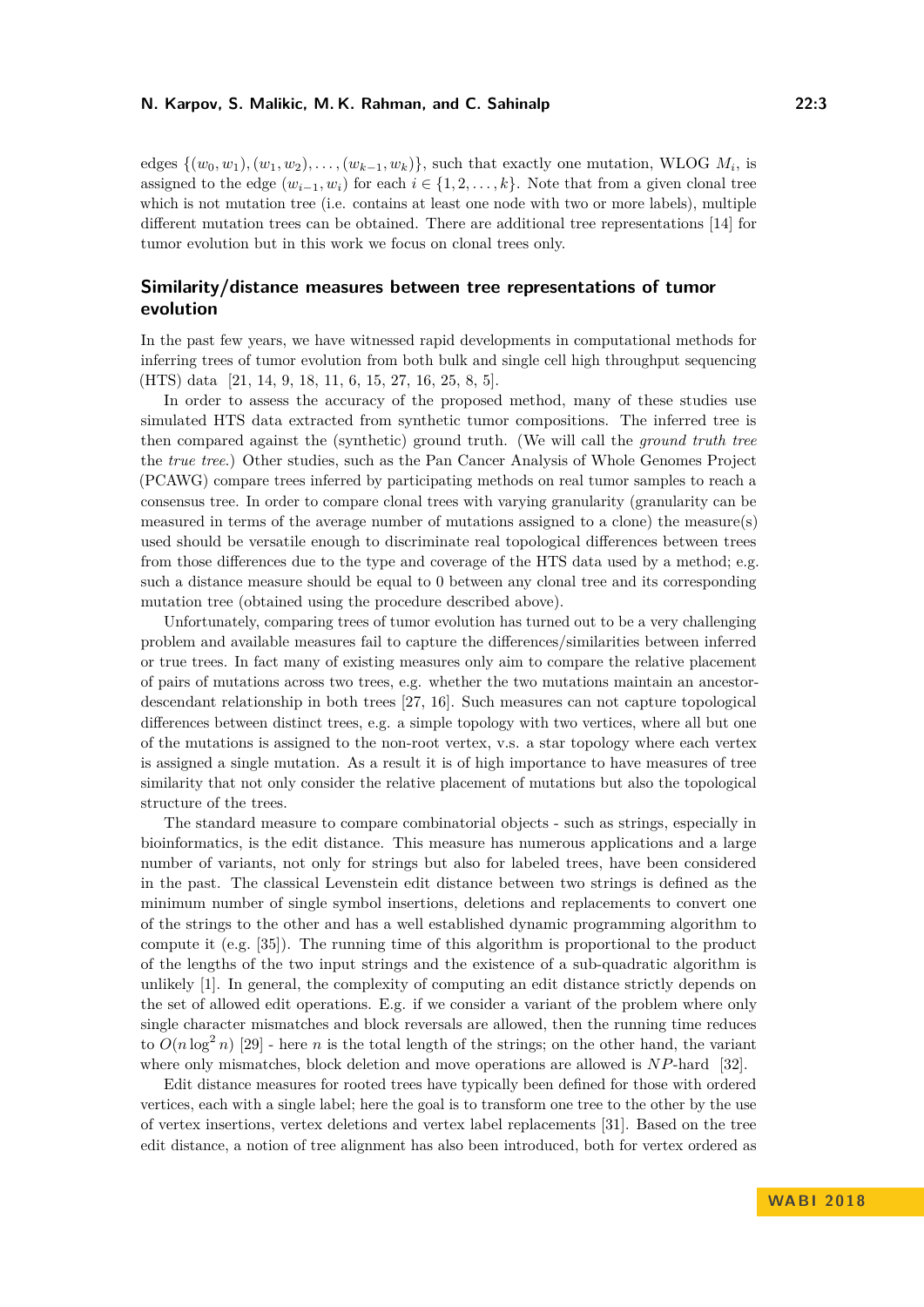edges $\{(w_0, w_1), (w_1, w_2), \ldots, (w_{k-1}, w_k)\}$, such that exactly one mutation, WLOG $M_i$, is assigned to the edge $(w_{i-1}, w_i)$ for each $i \in \{1, 2, \ldots, k\}$. Note that from a given clonal tree which is not mutation tree (i.e. contains at least one node with two or more labels), multiple different mutation trees can be obtained. There are additional tree representations [14] for tumor evolution but in this work we focus on clonal trees only.

## Similarity/distance measures between tree representations of tumor evolution

In the past few years, we have witnessed rapid developments in computational methods for inferring trees of tumor evolution from both bulk and single cell high throughput sequencing (HTS) data [21, 14, 9, 18, 11, 6, 15, 27, 16, 25, 8, 5].

In order to assess the accuracy of the proposed method, many of these studies use simulated HTS data extracted from synthetic tumor compositions. The inferred tree is then compared against the (synthetic) ground truth. (We will call the *ground truth tree* the *true tree*.) Other studies, such as the Pan Cancer Analysis of Whole Genomes Project (PCAWG) compare trees inferred by participating methods on real tumor samples to reach a consensus tree. In order to compare clonal trees with varying granularity (granularity can be measured in terms of the average number of mutations assigned to a clone) the measure(s) used should be versatile enough to discriminate real topological differences between trees from those differences due to the type and coverage of the HTS data used by a method; e.g. such a distance measure should be equal to 0 between any clonal tree and its corresponding mutation tree (obtained using the procedure described above).

Unfortunately, comparing trees of tumor evolution has turned out to be a very challenging problem and available measures fail to capture the differences/similarities between inferred or true trees. In fact many of existing measures only aim to compare the relative placement of pairs of mutations across two trees, e.g. whether the two mutations maintain an ancestor-descendant relationship in both trees [27, 16]. Such measures can not capture topological differences between distinct trees, e.g. a simple topology with two vertices, where all but one of the mutations is assigned to the non-root vertex, v.s. a star topology where each vertex is assigned a single mutation. As a result it is of high importance to have measures of tree similarity that not only consider the relative placement of mutations but also the topological structure of the trees.

The standard measure to compare combinatorial objects - such as strings, especially in bioinformatics, is the edit distance. This measure has numerous applications and a large number of variants, not only for strings but also for labeled trees, have been considered in the past. The classical Levenstein edit distance between two strings is defined as the minimum number of single symbol insertions, deletions and replacements to convert one of the strings to the other and has a well established dynamic programming algorithm to compute it (e.g. [35]). The running time of this algorithm is proportional to the product of the lengths of the two input strings and the existence of a sub-quadratic algorithm is unlikely [1]. In general, the complexity of computing an edit distance strictly depends on the set of allowed edit operations. E.g. if we consider a variant of the problem where only single character mismatches and block reversals are allowed, then the running time reduces to $O(n \log^2 n)$ [29] - here $n$ is the total length of the strings; on the other hand, the variant where only mismatches, block deletion and move operations are allowed is $NP$-hard [32].

Edit distance measures for rooted trees have typically been defined for those with ordered vertices, each with a single label; here the goal is to transform one tree to the other by the use of vertex insertions, vertex deletions and vertex label replacements [31]. Based on the tree edit distance, a notion of tree alignment has also been introduced, both for vertex ordered as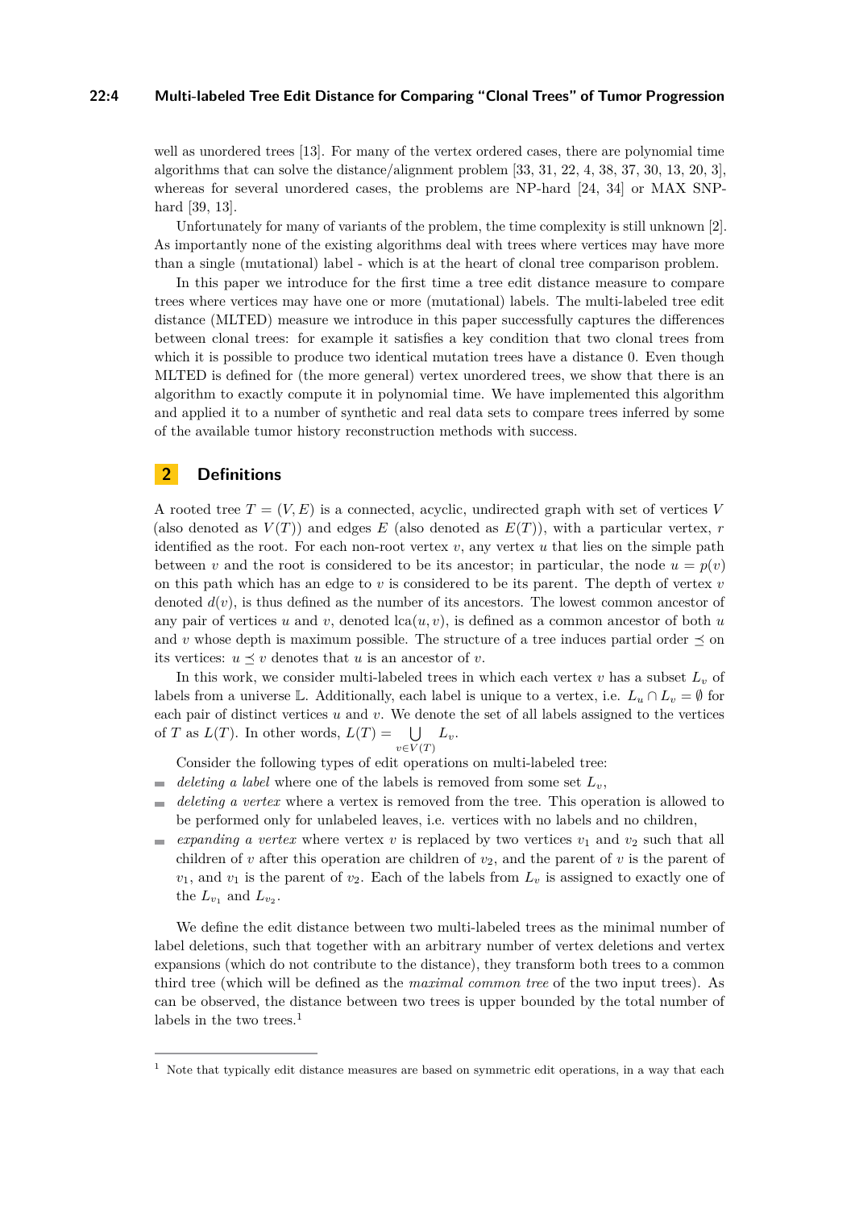well as unordered trees [13]. For many of the vertex ordered cases, there are polynomial time algorithms that can solve the distance/alignment problem [33, 31, 22, 4, 38, 37, 30, 13, 20, 3], whereas for several unordered cases, the problems are NP-hard [24, 34] or MAX SNP-hard [39, 13].

Unfortunately for many of variants of the problem, the time complexity is still unknown [2]. As importantly none of the existing algorithms deal with trees where vertices may have more than a single (mutational) label - which is at the heart of clonal tree comparison problem.

In this paper we introduce for the first time a tree edit distance measure to compare trees where vertices may have one or more (mutational) labels. The multi-labeled tree edit distance (MLTED) measure we introduce in this paper successfully captures the differences between clonal trees: for example it satisfies a key condition that two clonal trees from which it is possible to produce two identical mutation trees have a distance 0. Even though MLTED is defined for (the more general) vertex unordered trees, we show that there is an algorithm to exactly compute it in polynomial time. We have implemented this algorithm and applied it to a number of synthetic and real data sets to compare trees inferred by some of the available tumor history reconstruction methods with success.

## 2 Definitions

A rooted tree $T = (V, E)$ is a connected, acyclic, undirected graph with set of vertices $V$ (also denoted as $V(T)$) and edges $E$ (also denoted as $E(T)$), with a particular vertex, $r$ identified as the root. For each non-root vertex $v$, any vertex $u$ that lies on the simple path between $v$ and the root is considered to be its ancestor; in particular, the node $u = p(v)$ on this path which has an edge to $v$ is considered to be its parent. The depth of vertex $v$ denoted $d(v)$, is thus defined as the number of its ancestors. The lowest common ancestor of any pair of vertices $u$ and $v$, denoted $\text{lca}(u, v)$, is defined as a common ancestor of both $u$ and $v$ whose depth is maximum possible. The structure of a tree induces partial order $\preceq$ on its vertices: $u \preceq v$ denotes that $u$ is an ancestor of $v$.

In this work, we consider multi-labeled trees in which each vertex $v$ has a subset $L_v$ of labels from a universe $\mathbb{L}$. Additionally, each label is unique to a vertex, i.e. $L_u \cap L_v = \emptyset$ for each pair of distinct vertices $u$ and $v$. We denote the set of all labels assigned to the vertices of $T$ as $L(T)$. In other words, $L(T) = \bigcup_{v \in V(T)} L_v$.

Consider the following types of edit operations on multi-labeled tree:

- *deleting a label* where one of the labels is removed from some set $L_v$,
- *deleting a vertex* where a vertex is removed from the tree. This operation is allowed to be performed only for unlabeled leaves, i.e. vertices with no labels and no children,
- *expanding a vertex* where vertex $v$ is replaced by two vertices $v_1$ and $v_2$ such that all children of $v$ after this operation are children of $v_2$, and the parent of $v$ is the parent of $v_1$, and $v_1$ is the parent of $v_2$. Each of the labels from $L_v$ is assigned to exactly one of the $L_{v_1}$ and $L_{v_2}$.

We define the edit distance between two multi-labeled trees as the minimal number of label deletions, such that together with an arbitrary number of vertex deletions and vertex expansions (which do not contribute to the distance), they transform both trees to a common third tree (which will be defined as the *maximal common tree* of the two input trees). As can be observed, the distance between two trees is upper bounded by the total number of labels in the two trees.[1]

[1] Note that typically edit distance measures are based on symmetric edit operations, in a way that each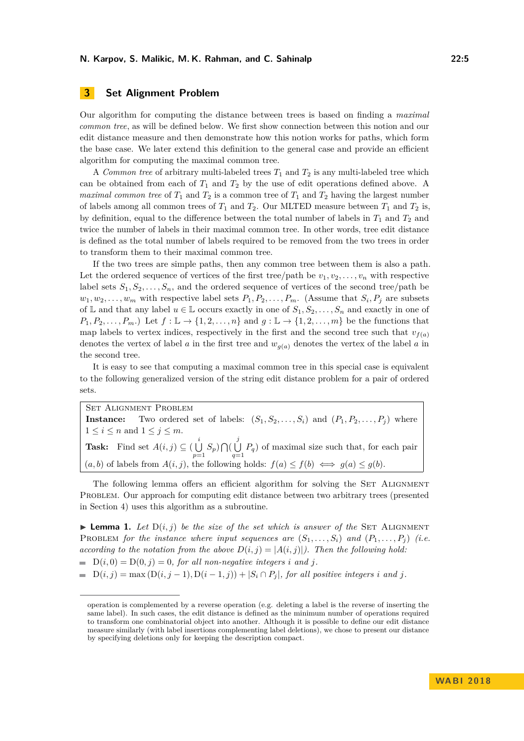## 3 Set Alignment Problem

Our algorithm for computing the distance between trees is based on finding a *maximal common tree*, as will be defined below. We first show connection between this notion and our edit distance measure and then demonstrate how this notion works for paths, which form the base case. We later extend this definition to the general case and provide an efficient algorithm for computing the maximal common tree.

A *Common tree* of arbitrary multi-labeled trees $T_1$ and $T_2$ is any multi-labeled tree which can be obtained from each of $T_1$ and $T_2$ by the use of edit operations defined above. A *maximal common tree* of $T_1$ and $T_2$ is a common tree of $T_1$ and $T_2$ having the largest number of labels among all common trees of $T_1$ and $T_2$. Our MLTED measure between $T_1$ and $T_2$ is, by definition, equal to the difference between the total number of labels in $T_1$ and $T_2$ and twice the number of labels in their maximal common tree. In other words, tree edit distance is defined as the total number of labels required to be removed from the two trees in order to transform them to their maximal common tree.

If the two trees are simple paths, then any common tree between them is also a path. Let the ordered sequence of vertices of the first tree/path be $v_1, v_2, \ldots, v_n$ with respective label sets $S_1, S_2, \ldots, S_n$, and the ordered sequence of vertices of the second tree/path be $w_1, w_2, \ldots, w_m$ with respective label sets $P_1, P_2, \ldots, P_m$. (Assume that $S_i, P_j$ are subsets of $\mathbb{L}$ and that any label $u \in \mathbb{L}$ occurs exactly in one of $S_1, S_2, \ldots, S_n$ and exactly in one of $P_1, P_2, \ldots, P_m$.) Let $f : \mathbb{L} \to \{1, 2, \ldots, n\}$ and $g : \mathbb{L} \to \{1, 2, \ldots, m\}$ be the functions that map labels to vertex indices, respectively in the first and the second tree such that $v_{f(a)}$ denotes the vertex of label $a$ in the first tree and $w_{g(a)}$ denotes the vertex of the label $a$ in the second tree.

It is easy to see that computing a maximal common tree in this special case is equivalent to the following generalized version of the string edit distance problem for a pair of ordered sets.

> SET ALIGNMENT PROBLEM
> **Instance:** Two ordered set of labels: $(S_1, S_2, \ldots, S_i)$ and $(P_1, P_2, \ldots, P_j)$ where $1 \le i \le n$ and $1 \le j \le m$.
> **Task:** Find set $A(i,j) \subseteq (\bigcup_{p=1}^{i} S_p) \bigcap (\bigcup_{q=1}^{j} P_q)$ of maximal size such that, for each pair $(a, b)$ of labels from $A(i,j)$, the following holds: $f(a) \le f(b) \iff g(a) \le g(b)$.

The following lemma offers an efficient algorithm for solving the SET ALIGNMENT PROBLEM. Our approach for computing edit distance between two arbitrary trees (presented in Section 4) uses this algorithm as a subroutine.

▶ **Lemma 1.** *Let* $\mathrm{D}(i,j)$ *be the size of the set which is answer of the* SET ALIGNMENT PROBLEM *for the instance where input sequences are* $(S_1, \ldots, S_i)$ *and* $(P_1, \ldots, P_j)$ *(i.e. according to the notation from the above* $D(i,j) = |A(i,j)|$*). Then the following hold:*

- $\mathrm{D}(i, 0) = \mathrm{D}(0, j) = 0$*, for all non-negative integers* $i$ *and* $j$*.*
- $\mathrm{D}(i,j) = \max(\mathrm{D}(i, j-1), \mathrm{D}(i-1, j)) + |S_i \cap P_j|$*, for all positive integers* $i$ *and* $j$*.*

---

operation is complemented by a reverse operation (e.g. deleting a label is the reverse of inserting the same label). In such cases, the edit distance is defined as the minimum number of operations required to transform one combinatorial object into another. Although it is possible to define our edit distance measure similarly (with label insertions complementing label deletions), we chose to present our distance by specifying deletions only for keeping the description compact.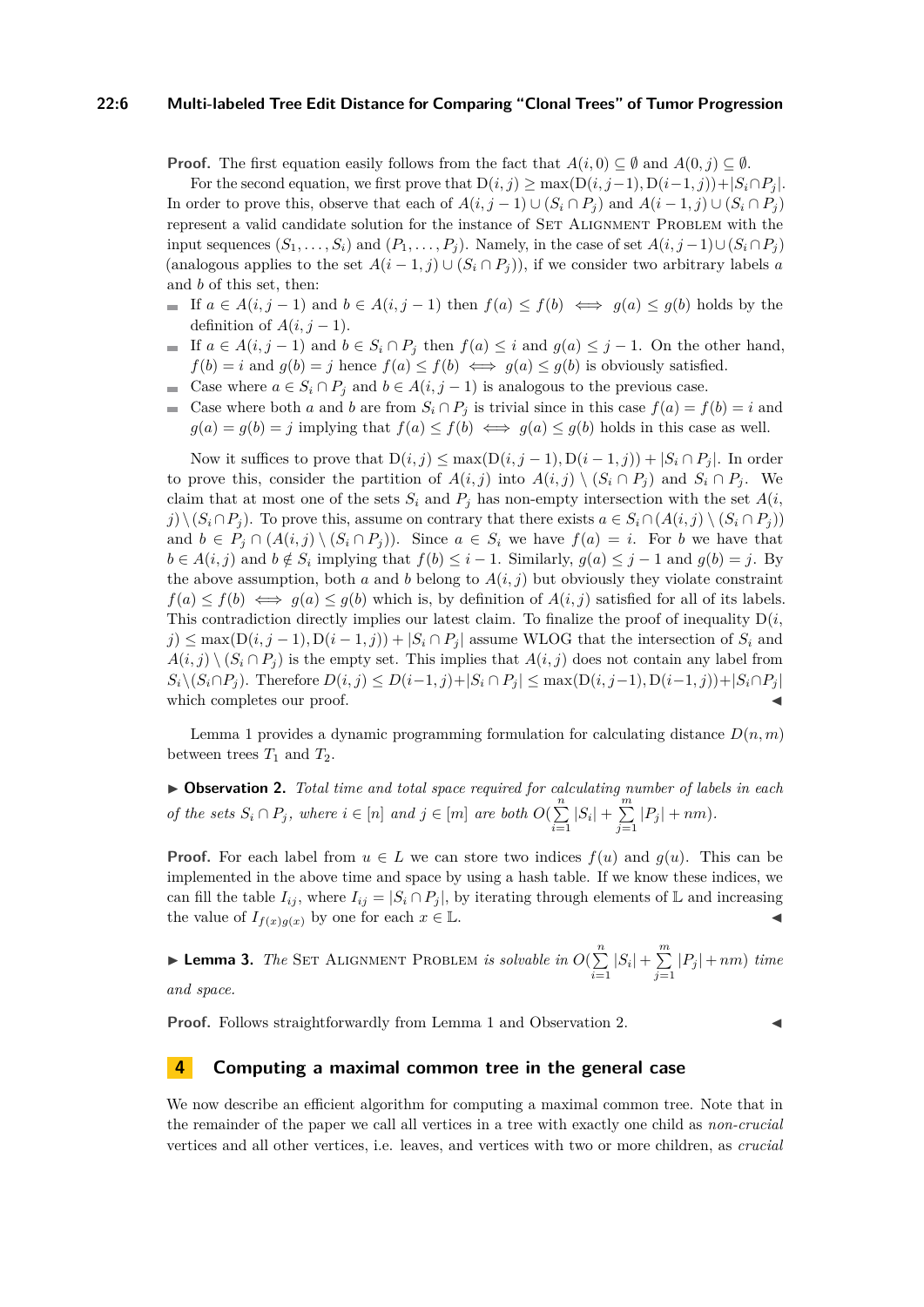**Proof.** The first equation easily follows from the fact that $A(i, 0) \subseteq \emptyset$ and $A(0, j) \subseteq \emptyset$.

For the second equation, we first prove that $\mathrm{D}(i, j) \geq \max(\mathrm{D}(i, j-1), \mathrm{D}(i-1, j)) + |S_i \cap P_j|$. In order to prove this, observe that each of $A(i, j-1) \cup (S_i \cap P_j)$ and $A(i-1, j) \cup (S_i \cap P_j)$ represent a valid candidate solution for the instance of Set Alignment Problem with the input sequences $(S_1, \ldots, S_i)$ and $(P_1, \ldots, P_j)$. Namely, in the case of set $A(i, j-1) \cup (S_i \cap P_j)$ (analogous applies to the set $A(i-1, j) \cup (S_i \cap P_j)$), if we consider two arbitrary labels $a$ and $b$ of this set, then:

- If $a \in A(i, j-1)$ and $b \in A(i, j-1)$ then $f(a) \leq f(b) \iff g(a) \leq g(b)$ holds by the definition of $A(i, j-1)$.
- If $a \in A(i, j-1)$ and $b \in S_i \cap P_j$ then $f(a) \leq i$ and $g(a) \leq j-1$. On the other hand, $f(b) = i$ and $g(b) = j$ hence $f(a) \leq f(b) \iff g(a) \leq g(b)$ is obviously satisfied.
- Case where $a \in S_i \cap P_j$ and $b \in A(i, j-1)$ is analogous to the previous case.
- Case where both $a$ and $b$ are from $S_i \cap P_j$ is trivial since in this case $f(a) = f(b) = i$ and $g(a) = g(b) = j$ implying that $f(a) \leq f(b) \iff g(a) \leq g(b)$ holds in this case as well.

Now it suffices to prove that $\mathrm{D}(i, j) \leq \max(\mathrm{D}(i, j-1), \mathrm{D}(i-1, j)) + |S_i \cap P_j|$. In order to prove this, consider the partition of $A(i, j)$ into $A(i, j) \setminus (S_i \cap P_j)$ and $S_i \cap P_j$. We claim that at most one of the sets $S_i$ and $P_j$ has non-empty intersection with the set $A(i, j) \setminus (S_i \cap P_j)$. To prove this, assume on contrary that there exists $a \in S_i \cap (A(i, j) \setminus (S_i \cap P_j))$ and $b \in P_j \cap (A(i, j) \setminus (S_i \cap P_j))$. Since $a \in S_i$ we have $f(a) = i$. For $b$ we have that $b \in A(i, j)$ and $b \notin S_i$ implying that $f(b) \leq i-1$. Similarly, $g(a) \leq j-1$ and $g(b) = j$. By the above assumption, both $a$ and $b$ belong to $A(i, j)$ but obviously they violate constraint $f(a) \leq f(b) \iff g(a) \leq g(b)$ which is, by definition of $A(i, j)$ satisfied for all of its labels. This contradiction directly implies our latest claim. To finalize the proof of inequality $\mathrm{D}(i, j) \leq \max(\mathrm{D}(i, j-1), \mathrm{D}(i-1, j)) + |S_i \cap P_j|$ assume WLOG that the intersection of $S_i$ and $A(i, j) \setminus (S_i \cap P_j)$ is the empty set. This implies that $A(i, j)$ does not contain any label from $S_i \setminus (S_i \cap P_j)$. Therefore $D(i, j) \leq D(i-1, j) + |S_i \cap P_j| \leq \max(\mathrm{D}(i, j-1), \mathrm{D}(i-1, j)) + |S_i \cap P_j|$ which completes our proof. ◀

Lemma 1 provides a dynamic programming formulation for calculating distance $D(n, m)$ between trees $T_1$ and $T_2$.

▶ **Observation 2.** *Total time and total space required for calculating number of labels in each of the sets $S_i \cap P_j$, where $i \in [n]$ and $j \in [m]$ are both $O(\sum_{i=1}^{n} |S_i| + \sum_{j=1}^{m} |P_j| + nm)$.*

**Proof.** For each label from $u \in L$ we can store two indices $f(u)$ and $g(u)$. This can be implemented in the above time and space by using a hash table. If we know these indices, we can fill the table $I_{ij}$, where $I_{ij} = |S_i \cap P_j|$, by iterating through elements of $\mathbb{L}$ and increasing the value of $I_{f(x)g(x)}$ by one for each $x \in \mathbb{L}$. ◀

▶ **Lemma 3.** *The Set Alignment Problem is solvable in $O(\sum_{i=1}^{n} |S_i| + \sum_{j=1}^{m} |P_j| + nm)$ time and space.*

**Proof.** Follows straightforwardly from Lemma 1 and Observation 2. ◀

## 4 Computing a maximal common tree in the general case

We now describe an efficient algorithm for computing a maximal common tree. Note that in the remainder of the paper we call all vertices in a tree with exactly one child as *non-crucial* vertices and all other vertices, i.e. leaves, and vertices with two or more children, as *crucial*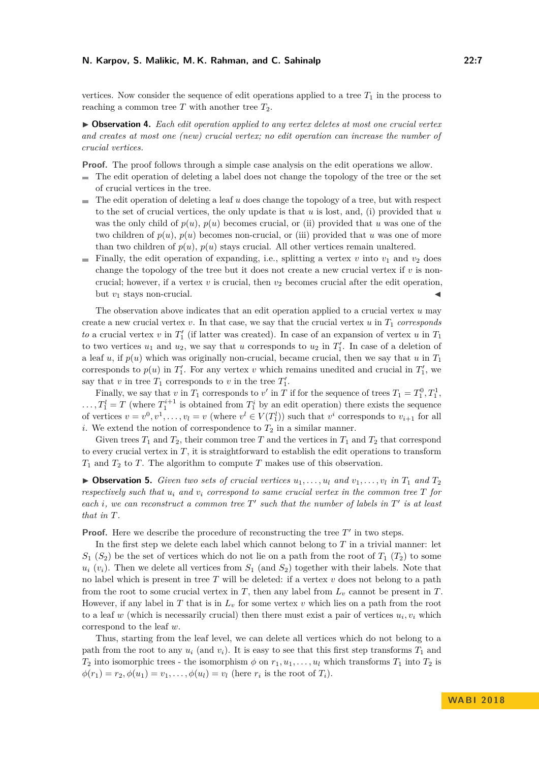vertices. Now consider the sequence of edit operations applied to a tree $T_1$ in the process to reaching a common tree $T$ with another tree $T_2$.

▶ **Observation 4.** *Each edit operation applied to any vertex deletes at most one crucial vertex and creates at most one (new) crucial vertex; no edit operation can increase the number of crucial vertices.*

**Proof.** The proof follows through a simple case analysis on the edit operations we allow.

- The edit operation of deleting a label does not change the topology of the tree or the set of crucial vertices in the tree.
- The edit operation of deleting a leaf $u$ does change the topology of a tree, but with respect to the set of crucial vertices, the only update is that $u$ is lost, and, (i) provided that $u$ was the only child of $p(u)$, $p(u)$ becomes crucial, or (ii) provided that $u$ was one of the two children of $p(u)$, $p(u)$ becomes non-crucial, or (iii) provided that $u$ was one of more than two children of $p(u)$, $p(u)$ stays crucial. All other vertices remain unaltered.
- Finally, the edit operation of expanding, i.e., splitting a vertex $v$ into $v_1$ and $v_2$ does change the topology of the tree but it does not create a new crucial vertex if $v$ is non-crucial; however, if a vertex $v$ is crucial, then $v_2$ becomes crucial after the edit operation, but $v_1$ stays non-crucial. ◀

The observation above indicates that an edit operation applied to a crucial vertex $u$ may create a new crucial vertex $v$. In that case, we say that the crucial vertex $u$ in $T_1$ *corresponds to* a crucial vertex $v$ in $T_1'$ (if latter was created). In case of an expansion of vertex $u$ in $T_1$ to two vertices $u_1$ and $u_2$, we say that $u$ corresponds to $u_2$ in $T_1'$. In case of a deletion of a leaf $u$, if $p(u)$ which was originally non-crucial, became crucial, then we say that $u$ in $T_1$ corresponds to $p(u)$ in $T_1'$. For any vertex $v$ which remains unedited and crucial in $T_1'$, we say that $v$ in tree $T_1$ corresponds to $v$ in the tree $T_1'$.

Finally, we say that $v$ in $T_1$ corresponds to $v'$ in $T$ if for the sequence of trees $T_1 = T_1^0, T_1^1, \ldots, T_1^l = T$ (where $T_1^{i+1}$ is obtained from $T_1^i$ by an edit operation) there exists the sequence of vertices $v = v^0, v^1, \ldots, v_l = v$ (where $v^l \in V(T_1^l)$) such that $v^i$ corresponds to $v_{i+1}$ for all $i$. We extend the notion of correspondence to $T_2$ in a similar manner.

Given trees $T_1$ and $T_2$, their common tree $T$ and the vertices in $T_1$ and $T_2$ that correspond to every crucial vertex in $T$, it is straightforward to establish the edit operations to transform $T_1$ and $T_2$ to $T$. The algorithm to compute $T$ makes use of this observation.

▶ **Observation 5.** *Given two sets of crucial vertices $u_1, \ldots, u_l$ and $v_1, \ldots, v_l$ in $T_1$ and $T_2$ respectively such that $u_i$ and $v_i$ correspond to same crucial vertex in the common tree $T$ for each $i$, we can reconstruct a common tree $T'$ such that the number of labels in $T'$ is at least that in $T$.*

**Proof.** Here we describe the procedure of reconstructing the tree $T'$ in two steps.

In the first step we delete each label which cannot belong to $T$ in a trivial manner: let $S_1$ ($S_2$) be the set of vertices which do not lie on a path from the root of $T_1$ ($T_2$) to some $u_i$ ($v_i$). Then we delete all vertices from $S_1$ (and $S_2$) together with their labels. Note that no label which is present in tree $T$ will be deleted: if a vertex $v$ does not belong to a path from the root to some crucial vertex in $T$, then any label from $L_v$ cannot be present in $T$. However, if any label in $T$ that is in $L_v$ for some vertex $v$ which lies on a path from the root to a leaf $w$ (which is necessarily crucial) then there must exist a pair of vertices $u_i, v_i$ which correspond to the leaf $w$.

Thus, starting from the leaf level, we can delete all vertices which do not belong to a path from the root to any $u_i$ (and $v_i$). It is easy to see that this first step transforms $T_1$ and $T_2$ into isomorphic trees - the isomorphism $\phi$ on $r_1, u_1, \ldots, u_l$ which transforms $T_1$ into $T_2$ is $\phi(r_1) = r_2, \phi(u_1) = v_1, \ldots, \phi(u_l) = v_l$ (here $r_i$ is the root of $T_i$).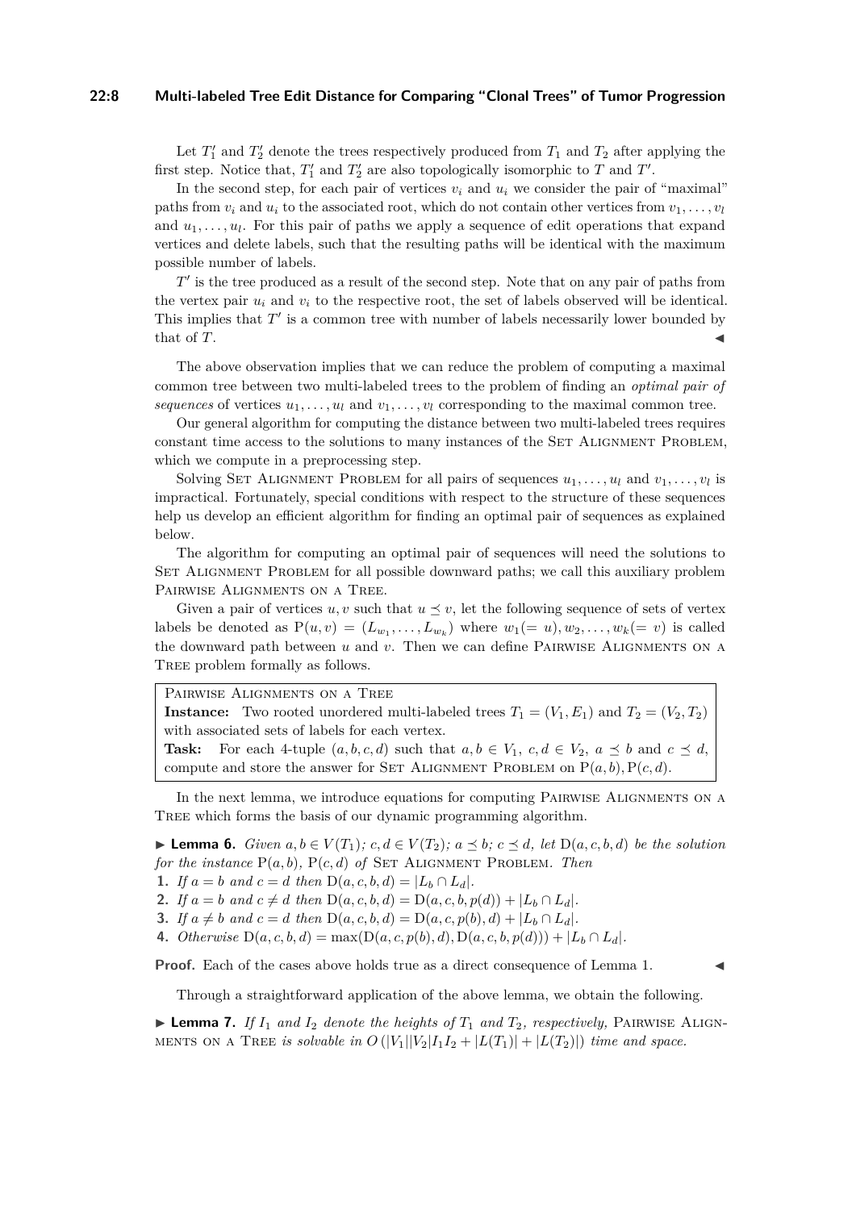Let $T_1'$ and $T_2'$ denote the trees respectively produced from $T_1$ and $T_2$ after applying the first step. Notice that, $T_1'$ and $T_2'$ are also topologically isomorphic to $T$ and $T'$.

In the second step, for each pair of vertices $v_i$ and $u_i$ we consider the pair of "maximal" paths from $v_i$ and $u_i$ to the associated root, which do not contain other vertices from $v_1, \ldots, v_l$ and $u_1, \ldots, u_l$. For this pair of paths we apply a sequence of edit operations that expand vertices and delete labels, such that the resulting paths will be identical with the maximum possible number of labels.

$T'$ is the tree produced as a result of the second step. Note that on any pair of paths from the vertex pair $u_i$ and $v_i$ to the respective root, the set of labels observed will be identical. This implies that $T'$ is a common tree with number of labels necessarily lower bounded by that of $T$. ◀

The above observation implies that we can reduce the problem of computing a maximal common tree between two multi-labeled trees to the problem of finding an *optimal pair of sequences* of vertices $u_1, \ldots, u_l$ and $v_1, \ldots, v_l$ corresponding to the maximal common tree.

Our general algorithm for computing the distance between two multi-labeled trees requires constant time access to the solutions to many instances of the Set Alignment Problem, which we compute in a preprocessing step.

Solving Set Alignment Problem for all pairs of sequences $u_1, \ldots, u_l$ and $v_1, \ldots, v_l$ is impractical. Fortunately, special conditions with respect to the structure of these sequences help us develop an efficient algorithm for finding an optimal pair of sequences as explained below.

The algorithm for computing an optimal pair of sequences will need the solutions to Set Alignment Problem for all possible downward paths; we call this auxiliary problem Pairwise Alignments on a Tree.

Given a pair of vertices $u, v$ such that $u \preceq v$, let the following sequence of sets of vertex labels be denoted as $\mathrm{P}(u, v) = (L_{w_1}, \ldots, L_{w_k})$ where $w_1(= u), w_2, \ldots, w_k(= v)$ is called the downward path between $u$ and $v$. Then we can define Pairwise Alignments on a Tree problem formally as follows.

> Pairwise Alignments on a Tree
> **Instance:** Two rooted unordered multi-labeled trees $T_1 = (V_1, E_1)$ and $T_2 = (V_2, T_2)$ with associated sets of labels for each vertex.
> **Task:** For each 4-tuple $(a, b, c, d)$ such that $a, b \in V_1$, $c, d \in V_2$, $a \preceq b$ and $c \preceq d$, compute and store the answer for Set Alignment Problem on $\mathrm{P}(a, b), \mathrm{P}(c, d)$.

In the next lemma, we introduce equations for computing Pairwise Alignments on a Tree which forms the basis of our dynamic programming algorithm.

▶ **Lemma 6.** *Given $a, b \in V(T_1)$; $c, d \in V(T_2)$; $a \preceq b$; $c \preceq d$, let $\mathrm{D}(a, c, b, d)$ be the solution for the instance $\mathrm{P}(a, b)$, $\mathrm{P}(c, d)$ of Set Alignment Problem. Then*

1. *If $a = b$ and $c = d$ then $\mathrm{D}(a, c, b, d) = |L_b \cap L_d|$.*
2. *If $a = b$ and $c \neq d$ then $\mathrm{D}(a, c, b, d) = \mathrm{D}(a, c, b, p(d)) + |L_b \cap L_d|$.*
3. *If $a \neq b$ and $c = d$ then $\mathrm{D}(a, c, b, d) = \mathrm{D}(a, c, p(b), d) + |L_b \cap L_d|$.*
4. *Otherwise $\mathrm{D}(a, c, b, d) = \max(\mathrm{D}(a, c, p(b), d), \mathrm{D}(a, c, b, p(d))) + |L_b \cap L_d|$.*

**Proof.** Each of the cases above holds true as a direct consequence of Lemma 1. ◀

Through a straightforward application of the above lemma, we obtain the following.

▶ **Lemma 7.** *If $I_1$ and $I_2$ denote the heights of $T_1$ and $T_2$, respectively,* Pairwise Alignments on a Tree *is solvable in $O(|V_1||V_2|I_1 I_2 + |L(T_1)| + |L(T_2)|)$ time and space.*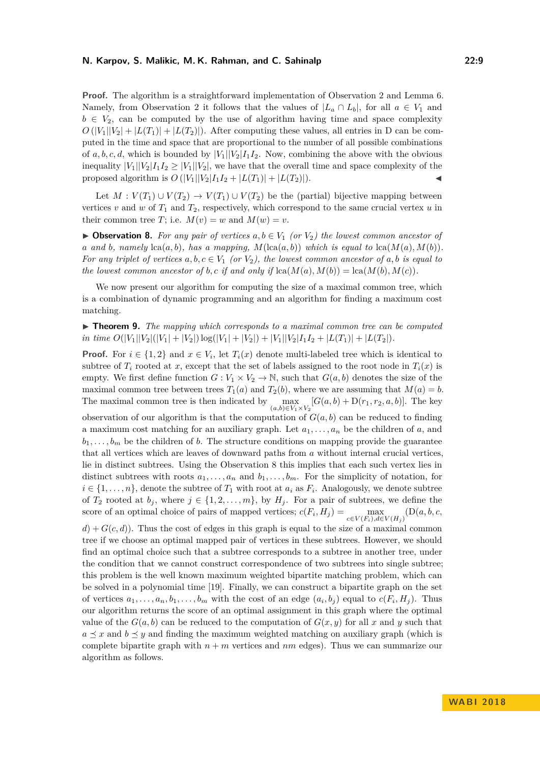**Proof.** The algorithm is a straightforward implementation of Observation 2 and Lemma 6. Namely, from Observation 2 it follows that the values of $|L_a \cap L_b|$, for all $a \in V_1$ and $b \in V_2$, can be computed by the use of algorithm having time and space complexity $O(|V_1||V_2| + |L(T_1)| + |L(T_2)|)$. After computing these values, all entries in D can be computed in the time and space that are proportional to the number of all possible combinations of $a, b, c, d$, which is bounded by $|V_1||V_2|I_1I_2$. Now, combining the above with the obvious inequality $|V_1||V_2|I_1I_2 \geq |V_1||V_2|$, we have that the overall time and space complexity of the proposed algorithm is $O(|V_1||V_2|I_1I_2 + |L(T_1)| + |L(T_2)|)$. ◀

Let $M : V(T_1) \cup V(T_2) \to V(T_1) \cup V(T_2)$ be the (partial) bijective mapping between vertices $v$ and $w$ of $T_1$ and $T_2$, respectively, which correspond to the same crucial vertex $u$ in their common tree $T$; i.e. $M(v) = w$ and $M(w) = v$.

▶ **Observation 8.** *For any pair of vertices $a, b \in V_1$ (or $V_2$) the lowest common ancestor of $a$ and $b$, namely $\text{lca}(a, b)$, has a mapping, $M(\text{lca}(a, b))$ which is equal to $\text{lca}(M(a), M(b))$. For any triplet of vertices $a, b, c \in V_1$ (or $V_2$), the lowest common ancestor of $a, b$ is equal to the lowest common ancestor of $b, c$ if and only if $\text{lca}(M(a), M(b)) = \text{lca}(M(b), M(c))$.*

We now present our algorithm for computing the size of a maximal common tree, which is a combination of dynamic programming and an algorithm for finding a maximum cost matching.

▶ **Theorem 9.** *The mapping which corresponds to a maximal common tree can be computed in time $O(|V_1||V_2|(|V_1| + |V_2|)\log(|V_1| + |V_2|) + |V_1||V_2|I_1I_2 + |L(T_1)| + |L(T_2|)$.*

**Proof.** For $i \in \{1, 2\}$ and $x \in V_i$, let $T_i(x)$ denote multi-labeled tree which is identical to subtree of $T_i$ rooted at $x$, except that the set of labels assigned to the root node in $T_i(x)$ is empty. We first define function $G : V_1 \times V_2 \to \mathbb{N}$, such that $G(a, b)$ denotes the size of the maximal common tree between trees $T_1(a)$ and $T_2(b)$, where we are assuming that $M(a) = b$. The maximal common tree is then indicated by $\max_{(a,b)\in V_1\times V_2}[G(a, b) + \text{D}(r_1, r_2, a, b)]$. The key observation of our algorithm is that the computation of $G(a, b)$ can be reduced to finding a maximum cost matching for an auxiliary graph. Let $a_1, \ldots, a_n$ be the children of $a$, and $b_1, \ldots, b_m$ be the children of $b$. The structure conditions on mapping provide the guarantee that all vertices which are leaves of downward paths from $a$ without internal crucial vertices, lie in distinct subtrees. Using the Observation 8 this implies that each such vertex lies in distinct subtrees with roots $a_1, \ldots, a_n$ and $b_1, \ldots, b_m$. For the simplicity of notation, for $i \in \{1, \ldots, n\}$, denote the subtree of $T_1$ with root at $a_i$ as $F_i$. Analogously, we denote subtree of $T_2$ rooted at $b_j$, where $j \in \{1, 2, \ldots, m\}$, by $H_j$. For a pair of subtrees, we define the score of an optimal choice of pairs of mapped vertices; $c(F_i, H_j) = \max_{c\in V(F_i), d\in V(H_j)}(\text{D}(a, b, c, d) + G(c, d))$. Thus the cost of edges in this graph is equal to the size of a maximal common tree if we choose an optimal mapped pair of vertices in these subtrees. However, we should find an optimal choice such that a subtree corresponds to a subtree in another tree, under the condition that we cannot construct correspondence of two subtrees into single subtree; this problem is the well known maximum weighted bipartite matching problem, which can be solved in a polynomial time [19]. Finally, we can construct a bipartite graph on the set of vertices $a_1, \ldots, a_n, b_1, \ldots, b_m$ with the cost of an edge $(a_i, b_j)$ equal to $c(F_i, H_j)$. Thus our algorithm returns the score of an optimal assignment in this graph where the optimal value of the $G(a, b)$ can be reduced to the computation of $G(x, y)$ for all $x$ and $y$ such that $a \preceq x$ and $b \preceq y$ and finding the maximum weighted matching on auxiliary graph (which is complete bipartite graph with $n + m$ vertices and $nm$ edges). Thus we can summarize our algorithm as follows.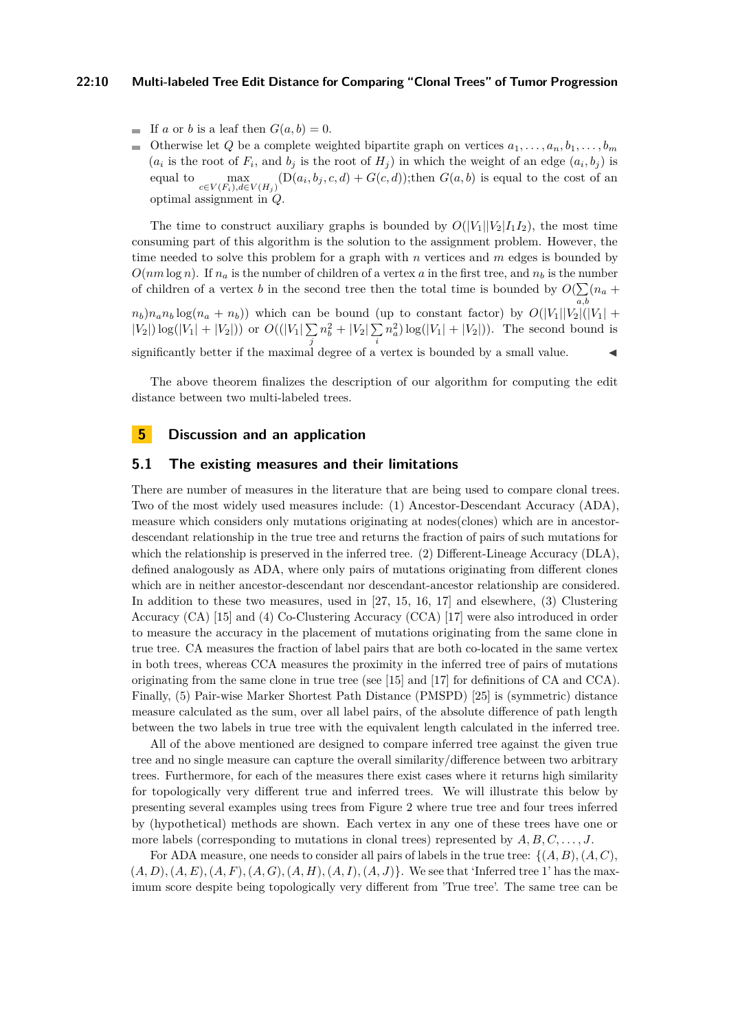- If $a$ or $b$ is a leaf then $G(a,b) = 0$.
- Otherwise let $Q$ be a complete weighted bipartite graph on vertices $a_1, \ldots, a_n, b_1, \ldots, b_m$ ($a_i$ is the root of $F_i$, and $b_j$ is the root of $H_j$) in which the weight of an edge $(a_i, b_j)$ is equal to $\max_{c \in V(F_i), d \in V(H_j)} (\mathrm{D}(a_i, b_j, c, d) + G(c,d))$;then $G(a,b)$ is equal to the cost of an optimal assignment in $Q$.

The time to construct auxiliary graphs is bounded by $O(|V_1||V_2|I_1 I_2)$, the most time consuming part of this algorithm is the solution to the assignment problem. However, the time needed to solve this problem for a graph with $n$ vertices and $m$ edges is bounded by $O(nm \log n)$. If $n_a$ is the number of children of a vertex $a$ in the first tree, and $n_b$ is the number of children of a vertex $b$ in the second tree then the total time is bounded by $O(\sum_{a,b}(n_a + n_b) n_a n_b \log(n_a + n_b))$ which can be bound (up to constant factor) by $O(|V_1||V_2|(|V_1| + |V_2|)\log(|V_1| + |V_2|))$ or $O((|V_1|\sum_j n_b^2 + |V_2|\sum_i n_a^2)\log(|V_1| + |V_2|))$. The second bound is significantly better if the maximal degree of a vertex is bounded by a small value. ◀

The above theorem finalizes the description of our algorithm for computing the edit distance between two multi-labeled trees.

# 5 Discussion and an application

## 5.1 The existing measures and their limitations

There are number of measures in the literature that are being used to compare clonal trees. Two of the most widely used measures include: (1) Ancestor-Descendant Accuracy (ADA), measure which considers only mutations originating at nodes(clones) which are in ancestor-descendant relationship in the true tree and returns the fraction of pairs of such mutations for which the relationship is preserved in the inferred tree. (2) Different-Lineage Accuracy (DLA), defined analogously as ADA, where only pairs of mutations originating from different clones which are in neither ancestor-descendant nor descendant-ancestor relationship are considered. In addition to these two measures, used in [27, 15, 16, 17] and elsewhere, (3) Clustering Accuracy (CA) [15] and (4) Co-Clustering Accuracy (CCA) [17] were also introduced in order to measure the accuracy in the placement of mutations originating from the same clone in true tree. CA measures the fraction of label pairs that are both co-located in the same vertex in both trees, whereas CCA measures the proximity in the inferred tree of pairs of mutations originating from the same clone in true tree (see [15] and [17] for definitions of CA and CCA). Finally, (5) Pair-wise Marker Shortest Path Distance (PMSPD) [25] is (symmetric) distance measure calculated as the sum, over all label pairs, of the absolute difference of path length between the two labels in true tree with the equivalent length calculated in the inferred tree.

All of the above mentioned are designed to compare inferred tree against the given true tree and no single measure can capture the overall similarity/difference between two arbitrary trees. Furthermore, for each of the measures there exist cases where it returns high similarity for topologically very different true and inferred trees. We will illustrate this below by presenting several examples using trees from Figure 2 where true tree and four trees inferred by (hypothetical) methods are shown. Each vertex in any one of these trees have one or more labels (corresponding to mutations in clonal trees) represented by $A, B, C, \ldots, J$.

For ADA measure, one needs to consider all pairs of labels in the true tree: $\{(A,B), (A,C), (A,D), (A,E), (A,F), (A,G), (A,H), (A,I), (A,J)\}$. We see that 'Inferred tree 1' has the maximum score despite being topologically very different from 'True tree'. The same tree can be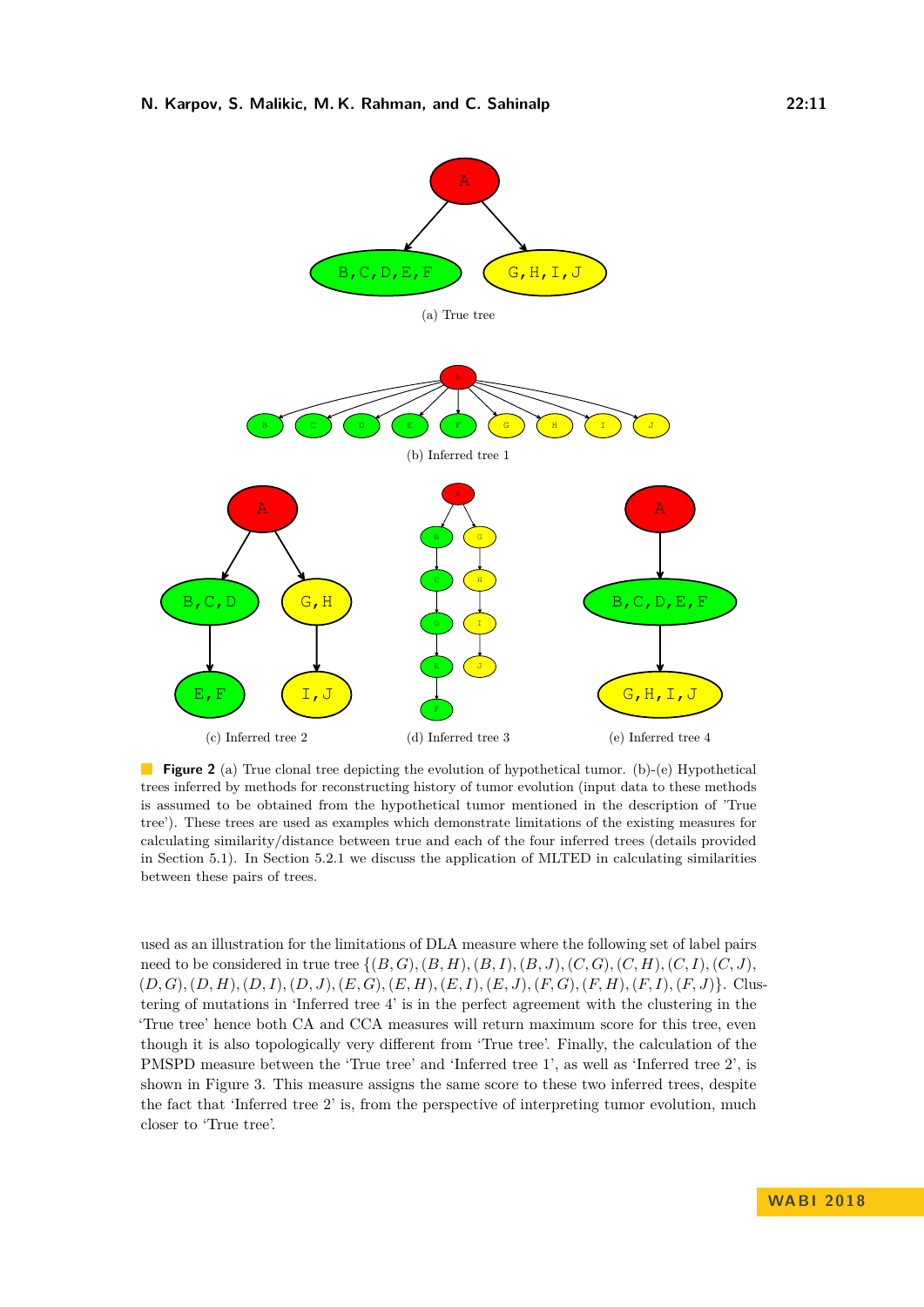(a) True tree

(b) Inferred tree 1

(c) Inferred tree 2

(d) Inferred tree 3

(e) Inferred tree 4

**Figure 2** (a) True clonal tree depicting the evolution of hypothetical tumor. (b)-(e) Hypothetical trees inferred by methods for reconstructing history of tumor evolution (input data to these methods is assumed to be obtained from the hypothetical tumor mentioned in the description of 'True tree'). These trees are used as examples which demonstrate limitations of the existing measures for calculating similarity/distance between true and each of the four inferred trees (details provided in Section 5.1). In Section 5.2.1 we discuss the application of MLTED in calculating similarities between these pairs of trees.

used as an illustration for the limitations of DLA measure where the following set of label pairs need to be considered in true tree $\{(B,G),(B,H),(B,I),(B,J),(C,G),(C,H),(C,I),(C,J),$ $(D,G),(D,H),(D,I),(D,J),(E,G),(E,H),(E,I),(E,J),(F,G),(F,H),(F,I),(F,J)\}$. Clustering of mutations in 'Inferred tree 4' is in the perfect agreement with the clustering in the 'True tree' hence both CA and CCA measures will return maximum score for this tree, even though it is also topologically very different from 'True tree'. Finally, the calculation of the PMSPD measure between the 'True tree' and 'Inferred tree 1', as well as 'Inferred tree 2', is shown in Figure 3. This measure assigns the same score to these two inferred trees, despite the fact that 'Inferred tree 2' is, from the perspective of interpreting tumor evolution, much closer to 'True tree'.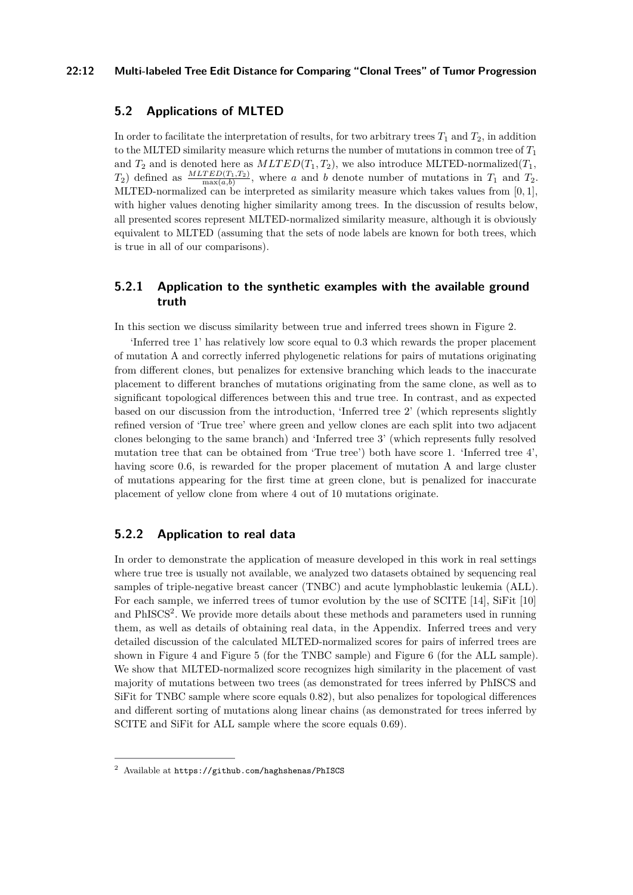## 5.2 Applications of MLTED

In order to facilitate the interpretation of results, for two arbitrary trees $T_1$ and $T_2$, in addition to the MLTED similarity measure which returns the number of mutations in common tree of $T_1$ and $T_2$ and is denoted here as $MLTED(T_1, T_2)$, we also introduce MLTED-normalized($T_1$, $T_2$) defined as $\frac{MLTED(T_1,T_2)}{\max(a,b)}$, where $a$ and $b$ denote number of mutations in $T_1$ and $T_2$. MLTED-normalized can be interpreted as similarity measure which takes values from $[0, 1]$, with higher values denoting higher similarity among trees. In the discussion of results below, all presented scores represent MLTED-normalized similarity measure, although it is obviously equivalent to MLTED (assuming that the sets of node labels are known for both trees, which is true in all of our comparisons).

### 5.2.1 Application to the synthetic examples with the available ground truth

In this section we discuss similarity between true and inferred trees shown in Figure 2.

'Inferred tree 1' has relatively low score equal to 0.3 which rewards the proper placement of mutation A and correctly inferred phylogenetic relations for pairs of mutations originating from different clones, but penalizes for extensive branching which leads to the inaccurate placement to different branches of mutations originating from the same clone, as well as to significant topological differences between this and true tree. In contrast, and as expected based on our discussion from the introduction, 'Inferred tree 2' (which represents slightly refined version of 'True tree' where green and yellow clones are each split into two adjacent clones belonging to the same branch) and 'Inferred tree 3' (which represents fully resolved mutation tree that can be obtained from 'True tree') both have score 1. 'Inferred tree 4', having score 0.6, is rewarded for the proper placement of mutation A and large cluster of mutations appearing for the first time at green clone, but is penalized for inaccurate placement of yellow clone from where 4 out of 10 mutations originate.

### 5.2.2 Application to real data

In order to demonstrate the application of measure developed in this work in real settings where true tree is usually not available, we analyzed two datasets obtained by sequencing real samples of triple-negative breast cancer (TNBC) and acute lymphoblastic leukemia (ALL). For each sample, we inferred trees of tumor evolution by the use of SCITE [14], SiFit [10] and PhISCS[2]. We provide more details about these methods and parameters used in running them, as well as details of obtaining real data, in the Appendix. Inferred trees and very detailed discussion of the calculated MLTED-normalized scores for pairs of inferred trees are shown in Figure 4 and Figure 5 (for the TNBC sample) and Figure 6 (for the ALL sample). We show that MLTED-normalized score recognizes high similarity in the placement of vast majority of mutations between two trees (as demonstrated for trees inferred by PhISCS and SiFit for TNBC sample where score equals 0.82), but also penalizes for topological differences and different sorting of mutations along linear chains (as demonstrated for trees inferred by SCITE and SiFit for ALL sample where the score equals 0.69).

---

[2] Available at https://github.com/haghshenas/PhISCS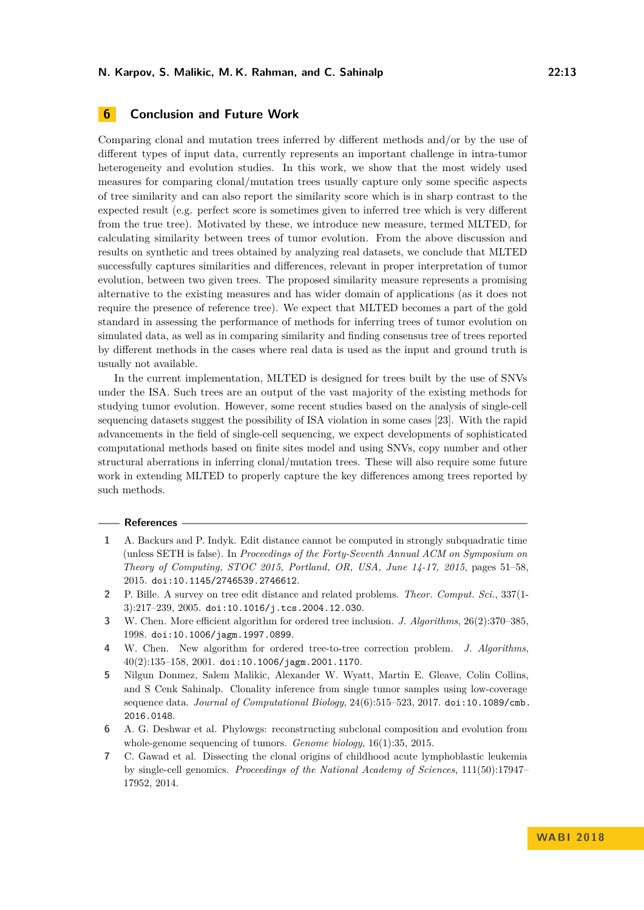## 6 Conclusion and Future Work

Comparing clonal and mutation trees inferred by different methods and/or by the use of different types of input data, currently represents an important challenge in intra-tumor heterogeneity and evolution studies. In this work, we show that the most widely used measures for comparing clonal/mutation trees usually capture only some specific aspects of tree similarity and can also report the similarity score which is in sharp contrast to the expected result (e.g. perfect score is sometimes given to inferred tree which is very different from the true tree). Motivated by these, we introduce new measure, termed MLTED, for calculating similarity between trees of tumor evolution. From the above discussion and results on synthetic and trees obtained by analyzing real datasets, we conclude that MLTED successfully captures similarities and differences, relevant in proper interpretation of tumor evolution, between two given trees. The proposed similarity measure represents a promising alternative to the existing measures and has wider domain of applications (as it does not require the presence of reference tree). We expect that MLTED becomes a part of the gold standard in assessing the performance of methods for inferring trees of tumor evolution on simulated data, as well as in comparing similarity and finding consensus tree of trees reported by different methods in the cases where real data is used as the input and ground truth is usually not available.

In the current implementation, MLTED is designed for trees built by the use of SNVs under the ISA. Such trees are an output of the vast majority of the existing methods for studying tumor evolution. However, some recent studies based on the analysis of single-cell sequencing datasets suggest the possibility of ISA violation in some cases [23]. With the rapid advancements in the field of single-cell sequencing, we expect developments of sophisticated computational methods based on finite sites model and using SNVs, copy number and other structural aberrations in inferring clonal/mutation trees. These will also require some future work in extending MLTED to properly capture the key differences among trees reported by such methods.

## References

1. A. Backurs and P. Indyk. Edit distance cannot be computed in strongly subquadratic time (unless SETH is false). In *Proceedings of the Forty-Seventh Annual ACM on Symposium on Theory of Computing, STOC 2015, Portland, OR, USA, June 14-17, 2015*, pages 51–58, 2015. doi:10.1145/2746539.2746612.
2. P. Bille. A survey on tree edit distance and related problems. *Theor. Comput. Sci.*, 337(1-3):217–239, 2005. doi:10.1016/j.tcs.2004.12.030.
3. W. Chen. More efficient algorithm for ordered tree inclusion. *J. Algorithms*, 26(2):370–385, 1998. doi:10.1006/jagm.1997.0899.
4. W. Chen. New algorithm for ordered tree-to-tree correction problem. *J. Algorithms*, 40(2):135–158, 2001. doi:10.1006/jagm.2001.1170.
5. Nilgun Donmez, Salem Malikic, Alexander W. Wyatt, Martin E. Gleave, Colin Collins, and S Cenk Sahinalp. Clonality inference from single tumor samples using low-coverage sequence data. *Journal of Computational Biology*, 24(6):515–523, 2017. doi:10.1089/cmb.2016.0148.
6. A. G. Deshwar et al. Phylowgs: reconstructing subclonal composition and evolution from whole-genome sequencing of tumors. *Genome biology*, 16(1):35, 2015.
7. C. Gawad et al. Dissecting the clonal origins of childhood acute lymphoblastic leukemia by single-cell genomics. *Proceedings of the National Academy of Sciences*, 111(50):17947–17952, 2014.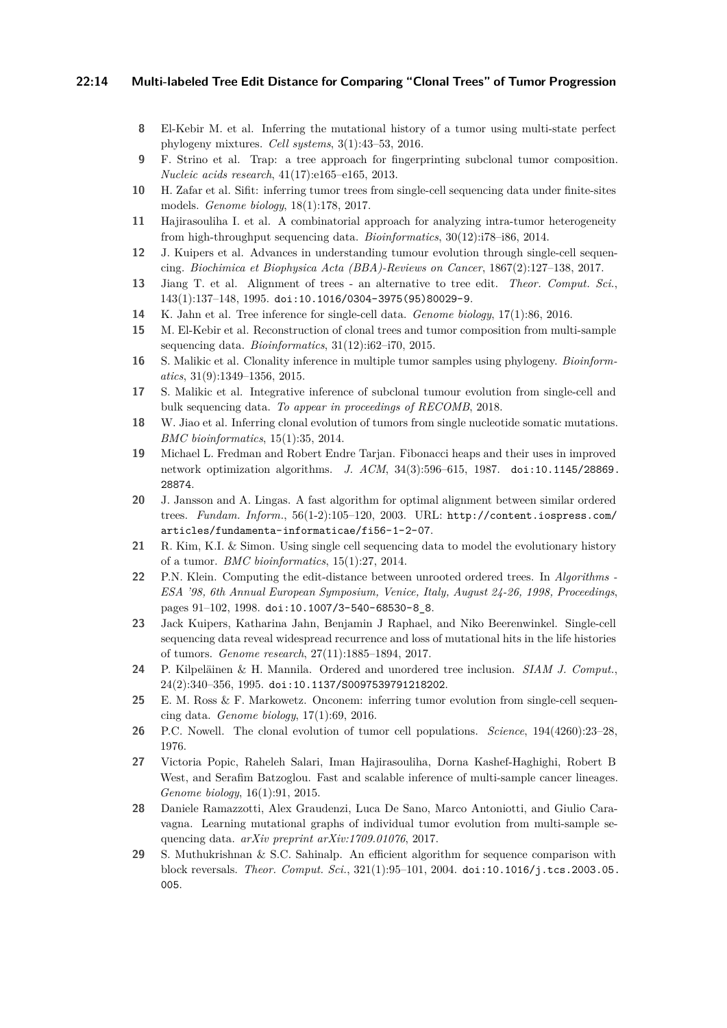8 El-Kebir M. et al. Inferring the mutational history of a tumor using multi-state perfect phylogeny mixtures. *Cell systems*, 3(1):43–53, 2016.

9 F. Strino et al. Trap: a tree approach for fingerprinting subclonal tumor composition. *Nucleic acids research*, 41(17):e165–e165, 2013.

10 H. Zafar et al. Sifit: inferring tumor trees from single-cell sequencing data under finite-sites models. *Genome biology*, 18(1):178, 2017.

11 Hajirasouliha I. et al. A combinatorial approach for analyzing intra-tumor heterogeneity from high-throughput sequencing data. *Bioinformatics*, 30(12):i78–i86, 2014.

12 J. Kuipers et al. Advances in understanding tumour evolution through single-cell sequencing. *Biochimica et Biophysica Acta (BBA)-Reviews on Cancer*, 1867(2):127–138, 2017.

13 Jiang T. et al. Alignment of trees - an alternative to tree edit. *Theor. Comput. Sci.*, 143(1):137–148, 1995. doi:10.1016/0304-3975(95)80029-9.

14 K. Jahn et al. Tree inference for single-cell data. *Genome biology*, 17(1):86, 2016.

15 M. El-Kebir et al. Reconstruction of clonal trees and tumor composition from multi-sample sequencing data. *Bioinformatics*, 31(12):i62–i70, 2015.

16 S. Malikic et al. Clonality inference in multiple tumor samples using phylogeny. *Bioinformatics*, 31(9):1349–1356, 2015.

17 S. Malikic et al. Integrative inference of subclonal tumour evolution from single-cell and bulk sequencing data. *To appear in proceedings of RECOMB*, 2018.

18 W. Jiao et al. Inferring clonal evolution of tumors from single nucleotide somatic mutations. *BMC bioinformatics*, 15(1):35, 2014.

19 Michael L. Fredman and Robert Endre Tarjan. Fibonacci heaps and their uses in improved network optimization algorithms. *J. ACM*, 34(3):596–615, 1987. doi:10.1145/28869.28874.

20 J. Jansson and A. Lingas. A fast algorithm for optimal alignment between similar ordered trees. *Fundam. Inform.*, 56(1-2):105–120, 2003. URL: http://content.iospress.com/articles/fundamenta-informaticae/fi56-1-2-07.

21 R. Kim, K.I. & Simon. Using single cell sequencing data to model the evolutionary history of a tumor. *BMC bioinformatics*, 15(1):27, 2014.

22 P.N. Klein. Computing the edit-distance between unrooted ordered trees. In *Algorithms - ESA '98, 6th Annual European Symposium, Venice, Italy, August 24-26, 1998, Proceedings*, pages 91–102, 1998. doi:10.1007/3-540-68530-8_8.

23 Jack Kuipers, Katharina Jahn, Benjamin J Raphael, and Niko Beerenwinkel. Single-cell sequencing data reveal widespread recurrence and loss of mutational hits in the life histories of tumors. *Genome research*, 27(11):1885–1894, 2017.

24 P. Kilpeläinen & H. Mannila. Ordered and unordered tree inclusion. *SIAM J. Comput.*, 24(2):340–356, 1995. doi:10.1137/S0097539791218202.

25 E. M. Ross & F. Markowetz. Onconem: inferring tumor evolution from single-cell sequencing data. *Genome biology*, 17(1):69, 2016.

26 P.C. Nowell. The clonal evolution of tumor cell populations. *Science*, 194(4260):23–28, 1976.

27 Victoria Popic, Raheleh Salari, Iman Hajirasouliha, Dorna Kashef-Haghighi, Robert B West, and Serafim Batzoglou. Fast and scalable inference of multi-sample cancer lineages. *Genome biology*, 16(1):91, 2015.

28 Daniele Ramazzotti, Alex Graudenzi, Luca De Sano, Marco Antoniotti, and Giulio Caravagna. Learning mutational graphs of individual tumor evolution from multi-sample sequencing data. *arXiv preprint arXiv:1709.01076*, 2017.

29 S. Muthukrishnan & S.C. Sahinalp. An efficient algorithm for sequence comparison with block reversals. *Theor. Comput. Sci.*, 321(1):95–101, 2004. doi:10.1016/j.tcs.2003.05.005.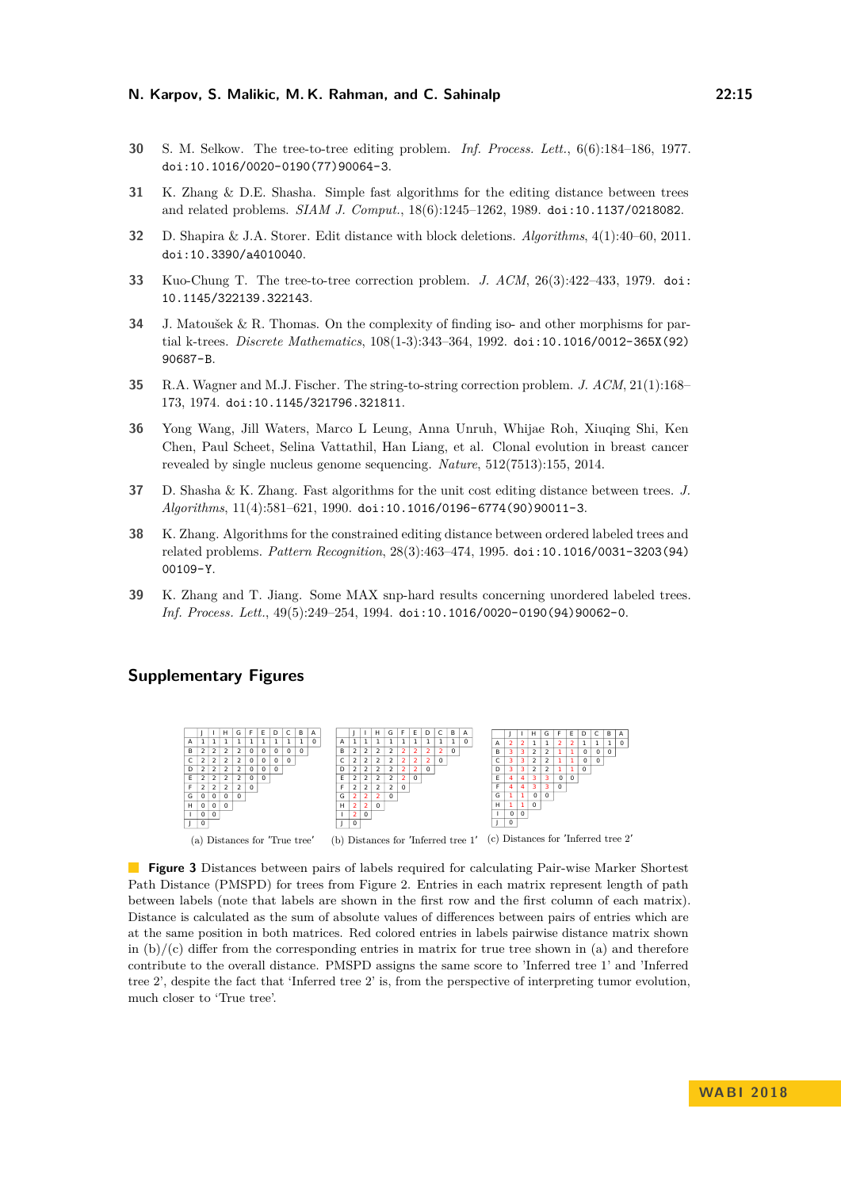30 S. M. Selkow. The tree-to-tree editing problem. *Inf. Process. Lett.*, 6(6):184–186, 1977. doi:10.1016/0020-0190(77)90064-3.

31 K. Zhang & D.E. Shasha. Simple fast algorithms for the editing distance between trees and related problems. *SIAM J. Comput.*, 18(6):1245–1262, 1989. doi:10.1137/0218082.

32 D. Shapira & J.A. Storer. Edit distance with block deletions. *Algorithms*, 4(1):40–60, 2011. doi:10.3390/a4010040.

33 Kuo-Chung T. The tree-to-tree correction problem. *J. ACM*, 26(3):422–433, 1979. doi:10.1145/322139.322143.

34 J. Matoušek & R. Thomas. On the complexity of finding iso- and other morphisms for partial k-trees. *Discrete Mathematics*, 108(1-3):343–364, 1992. doi:10.1016/0012-365X(92)90687-B.

35 R.A. Wagner and M.J. Fischer. The string-to-string correction problem. *J. ACM*, 21(1):168–173, 1974. doi:10.1145/321796.321811.

36 Yong Wang, Jill Waters, Marco L Leung, Anna Unruh, Whijae Roh, Xiuqing Shi, Ken Chen, Paul Scheet, Selina Vattathil, Han Liang, et al. Clonal evolution in breast cancer revealed by single nucleus genome sequencing. *Nature*, 512(7513):155, 2014.

37 D. Shasha & K. Zhang. Fast algorithms for the unit cost editing distance between trees. *J. Algorithms*, 11(4):581–621, 1990. doi:10.1016/0196-6774(90)90011-3.

38 K. Zhang. Algorithms for the constrained editing distance between ordered labeled trees and related problems. *Pattern Recognition*, 28(3):463–474, 1995. doi:10.1016/0031-3203(94)00109-Y.

39 K. Zhang and T. Jiang. Some MAX snp-hard results concerning unordered labeled trees. *Inf. Process. Lett.*, 49(5):249–254, 1994. doi:10.1016/0020-0190(94)90062-0.

## Supplementary Figures

(a) Distances for 'True tree'

| | J | I | H | G | F | E | D | C | B | A |
|---|---|---|---|---|---|---|---|---|---|---|
| A | 1 | 1 | 1 | 1 | 1 | 1 | 1 | 1 | 1 | 0 |
| B | 2 | 2 | 2 | 2 | 0 | 0 | 0 | 0 | 0 | |
| C | 2 | 2 | 2 | 2 | 0 | 0 | 0 | 0 | | |
| D | 2 | 2 | 2 | 2 | 0 | 0 | 0 | | | |
| E | 2 | 2 | 2 | 2 | 0 | 0 | | | | |
| F | 2 | 2 | 2 | 2 | 0 | | | | | |
| G | 0 | 0 | 0 | 0 | | | | | | |
| H | 0 | 0 | 0 | | | | | | | |
| I | 0 | 0 | | | | | | | | |
| J | 0 | | | | | | | | | |

(b) Distances for 'Inferred tree 1'

| | J | I | H | G | F | E | D | C | B | A |
|---|---|---|---|---|---|---|---|---|---|---|
| A | 1 | 1 | 1 | 1 | 1 | 1 | 1 | 1 | 1 | 0 |
| B | 2 | 2 | 2 | 2 | 2 | 2 | 2 | 2 | 0 | |
| C | 2 | 2 | 2 | 2 | 2 | 2 | 2 | 0 | | |
| D | 2 | 2 | 2 | 2 | 2 | 2 | 0 | | | |
| E | 2 | 2 | 2 | 2 | 2 | 0 | | | | |
| F | 2 | 2 | 2 | 2 | 0 | | | | | |
| G | 2 | 2 | 2 | 0 | | | | | | |
| H | 2 | 2 | 0 | | | | | | | |
| I | 2 | 0 | | | | | | | | |
| J | 0 | | | | | | | | | |

(c) Distances for 'Inferred tree 2'

| | J | I | H | G | F | E | D | C | B | A |
|---|---|---|---|---|---|---|---|---|---|---|
| A | 2 | 2 | 1 | 1 | 2 | 2 | 1 | 1 | 1 | 0 |
| B | 3 | 3 | 2 | 2 | 1 | 1 | 0 | 0 | 0 | |
| C | 3 | 3 | 2 | 2 | 1 | 1 | 0 | 0 | | |
| D | 3 | 3 | 2 | 2 | 1 | 1 | 0 | | | |
| E | 4 | 4 | 3 | 3 | 0 | 0 | | | | |
| F | 4 | 4 | 3 | 3 | 0 | | | | | |
| G | 1 | 1 | 0 | 0 | | | | | | |
| H | 1 | 1 | 0 | | | | | | | |
| I | 0 | 0 | | | | | | | | |
| J | 0 | | | | | | | | | |

**Figure 3** Distances between pairs of labels required for calculating Pair-wise Marker Shortest Path Distance (PMSPD) for trees from Figure 2. Entries in each matrix represent length of path between labels (note that labels are shown in the first row and the first column of each matrix). Distance is calculated as the sum of absolute values of differences between pairs of entries which are at the same position in both matrices. Red colored entries in labels pairwise distance matrix shown in (b)/(c) differ from the corresponding entries in matrix for true tree shown in (a) and therefore contribute to the overall distance. PMSPD assigns the same score to 'Inferred tree 1' and 'Inferred tree 2', despite the fact that 'Inferred tree 2' is, from the perspective of interpreting tumor evolution, much closer to 'True tree'.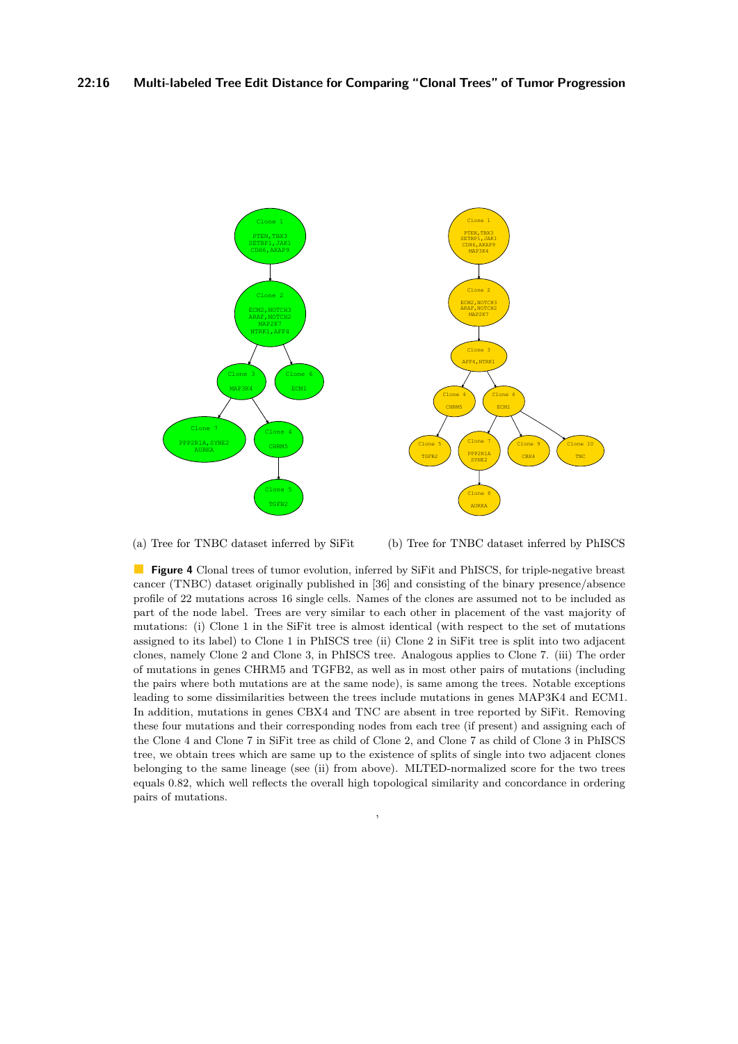(a) Tree for TNBC dataset inferred by SiFit

(b) Tree for TNBC dataset inferred by PhISCS

**Figure 4** Clonal trees of tumor evolution, inferred by SiFit and PhISCS, for triple-negative breast cancer (TNBC) dataset originally published in [36] and consisting of the binary presence/absence profile of 22 mutations across 16 single cells. Names of the clones are assumed not to be included as part of the node label. Trees are very similar to each other in placement of the vast majority of mutations: (i) Clone 1 in the SiFit tree is almost identical (with respect to the set of mutations assigned to its label) to Clone 1 in PhISCS tree (ii) Clone 2 in SiFit tree is split into two adjacent clones, namely Clone 2 and Clone 3, in PhISCS tree. Analogous applies to Clone 7. (iii) The order of mutations in genes CHRM5 and TGFB2, as well as in most other pairs of mutations (including the pairs where both mutations are at the same node), is same among the trees. Notable exceptions leading to some dissimilarities between the trees include mutations in genes MAP3K4 and ECM1. In addition, mutations in genes CBX4 and TNC are absent in tree reported by SiFit. Removing these four mutations and their corresponding nodes from each tree (if present) and assigning each of the Clone 4 and Clone 7 in SiFit tree as child of Clone 2, and Clone 7 as child of Clone 3 in PhISCS tree, we obtain trees which are same up to the existence of splits of single into two adjacent clones belonging to the same lineage (see (ii) from above). MLTED-normalized score for the two trees equals 0.82, which well reflects the overall high topological similarity and concordance in ordering pairs of mutations.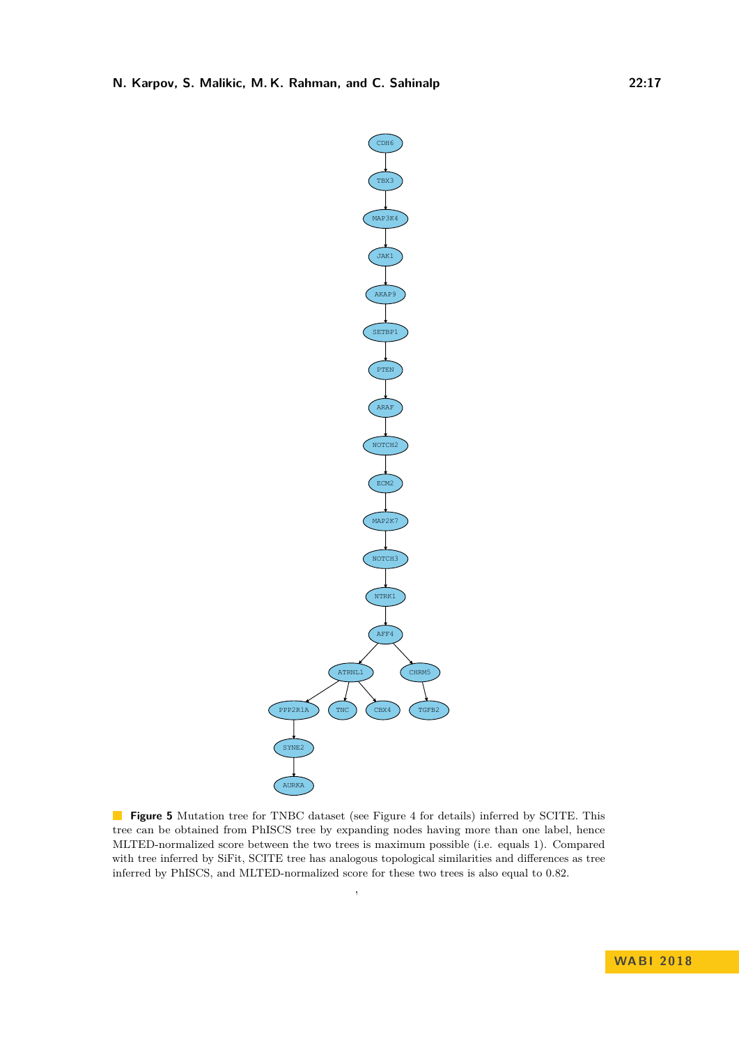**Figure 5** Mutation tree for TNBC dataset (see Figure 4 for details) inferred by SCITE. This tree can be obtained from PhISCS tree by expanding nodes having more than one label, hence MLTED-normalized score between the two trees is maximum possible (i.e. equals 1). Compared with tree inferred by SiFit, SCITE tree has analogous topological similarities and differences as tree inferred by PhISCS, and MLTED-normalized score for these two trees is also equal to 0.82.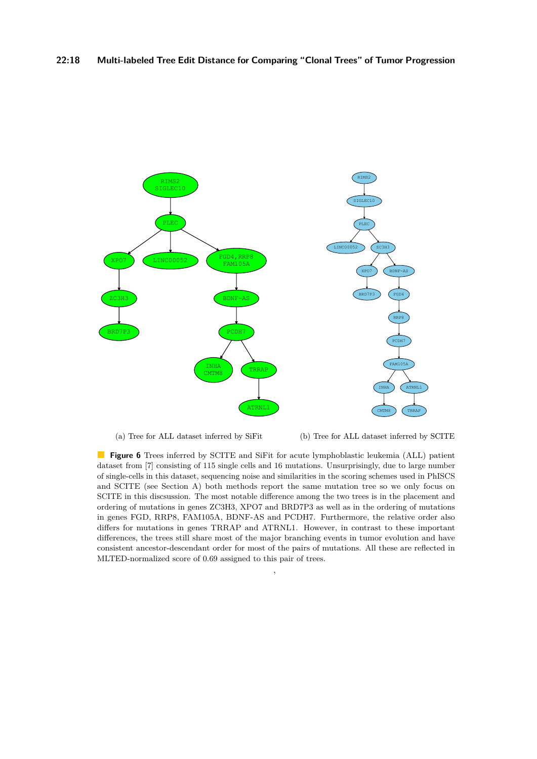(a) Tree for ALL dataset inferred by SiFit

(b) Tree for ALL dataset inferred by SCITE

**Figure 6** Trees inferred by SCITE and SiFit for acute lymphoblastic leukemia (ALL) patient dataset from [7] consisting of 115 single cells and 16 mutations. Unsurprisingly, due to large number of single-cells in this dataset, sequencing noise and similarities in the scoring schemes used in PhISCS and SCITE (see Section A) both methods report the same mutation tree so we only focus on SCITE in this discsussion. The most notable difference among the two trees is in the placement and ordering of mutations in genes ZC3H3, XPO7 and BRD7P3 as well as in the ordering of mutations in genes FGD, RRP8, FAM105A, BDNF-AS and PCDH7. Furthermore, the relative order also differs for mutations in genes TRRAP and ATRNL1. However, in contrast to these important differences, the trees still share most of the major branching events in tumor evolution and have consistent ancestor-descendant order for most of the pairs of mutations. All these are reflected in MLTED-normalized score of 0.69 assigned to this pair of trees.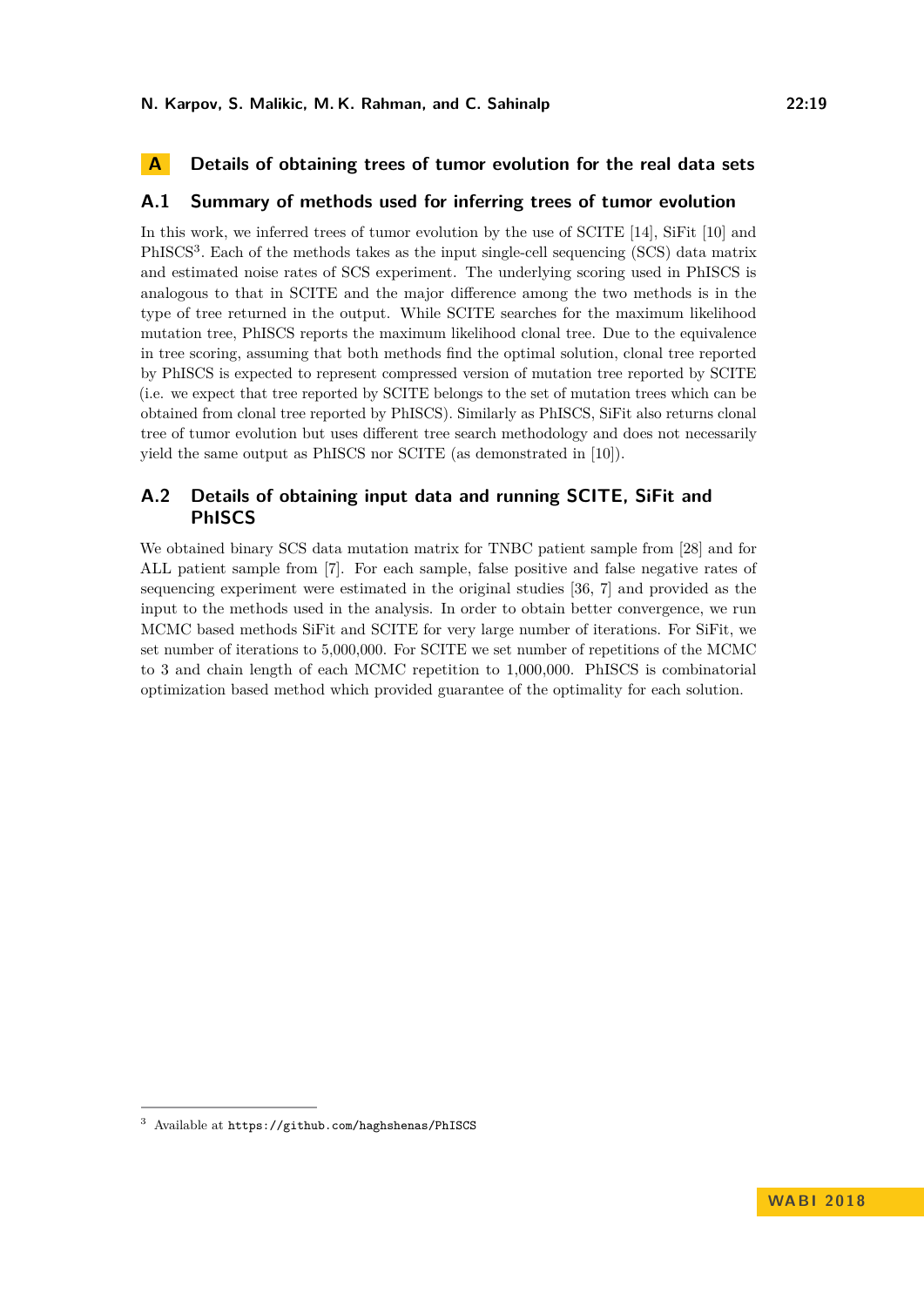# A Details of obtaining trees of tumor evolution for the real data sets

## A.1 Summary of methods used for inferring trees of tumor evolution

In this work, we inferred trees of tumor evolution by the use of SCITE [14], SiFit [10] and PhISCS[3]. Each of the methods takes as the input single-cell sequencing (SCS) data matrix and estimated noise rates of SCS experiment. The underlying scoring used in PhISCS is analogous to that in SCITE and the major difference among the two methods is in the type of tree returned in the output. While SCITE searches for the maximum likelihood mutation tree, PhISCS reports the maximum likelihood clonal tree. Due to the equivalence in tree scoring, assuming that both methods find the optimal solution, clonal tree reported by PhISCS is expected to represent compressed version of mutation tree reported by SCITE (i.e. we expect that tree reported by SCITE belongs to the set of mutation trees which can be obtained from clonal tree reported by PhISCS). Similarly as PhISCS, SiFit also returns clonal tree of tumor evolution but uses different tree search methodology and does not necessarily yield the same output as PhISCS nor SCITE (as demonstrated in [10]).

## A.2 Details of obtaining input data and running SCITE, SiFit and PhISCS

We obtained binary SCS data mutation matrix for TNBC patient sample from [28] and for ALL patient sample from [7]. For each sample, false positive and false negative rates of sequencing experiment were estimated in the original studies [36, 7] and provided as the input to the methods used in the analysis. In order to obtain better convergence, we run MCMC based methods SiFit and SCITE for very large number of iterations. For SiFit, we set number of iterations to 5,000,000. For SCITE we set number of repetitions of the MCMC to 3 and chain length of each MCMC repetition to 1,000,000. PhISCS is combinatorial optimization based method which provided guarantee of the optimality for each solution.

---

[3] Available at `https://github.com/haghshenas/PhISCS`